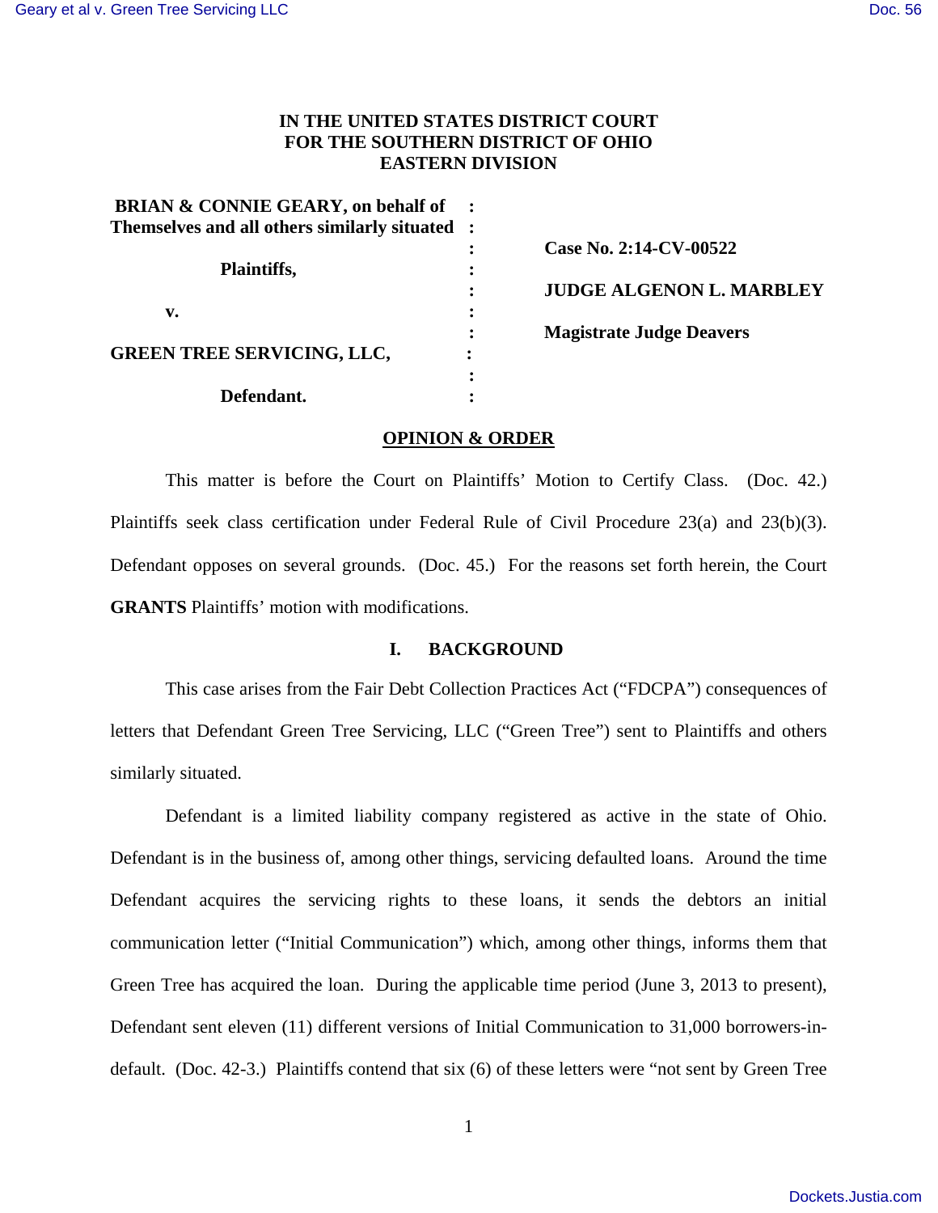**IN THE UNITED STATES DISTRICT COURT**
**FOR THE SOUTHERN DISTRICT OF OHIO**
**EASTERN DIVISION**

| | | |
|---|---|---|
| **BRIAN & CONNIE GEARY, on behalf of Themselves and all others similarly situated** | : | |
| | : | **Case No. 2:14-CV-00522** |
| **Plaintiffs,** | : | |
| | : | **JUDGE ALGENON L. MARBLEY** |
| **v.** | : | |
| | : | **Magistrate Judge Deavers** |
| **GREEN TREE SERVICING, LLC,** | : | |
| | : | |
| **Defendant.** | : | |

**OPINION & ORDER**

This matter is before the Court on Plaintiffs' Motion to Certify Class. (Doc. 42.) Plaintiffs seek class certification under Federal Rule of Civil Procedure 23(a) and 23(b)(3). Defendant opposes on several grounds. (Doc. 45.) For the reasons set forth herein, the Court **GRANTS** Plaintiffs' motion with modifications.

## I. BACKGROUND

This case arises from the Fair Debt Collection Practices Act ("FDCPA") consequences of letters that Defendant Green Tree Servicing, LLC ("Green Tree") sent to Plaintiffs and others similarly situated.

Defendant is a limited liability company registered as active in the state of Ohio. Defendant is in the business of, among other things, servicing defaulted loans. Around the time Defendant acquires the servicing rights to these loans, it sends the debtors an initial communication letter ("Initial Communication") which, among other things, informs them that Green Tree has acquired the loan. During the applicable time period (June 3, 2013 to present), Defendant sent eleven (11) different versions of Initial Communication to 31,000 borrowers-in-default. (Doc. 42-3.) Plaintiffs contend that six (6) of these letters were "not sent by Green Tree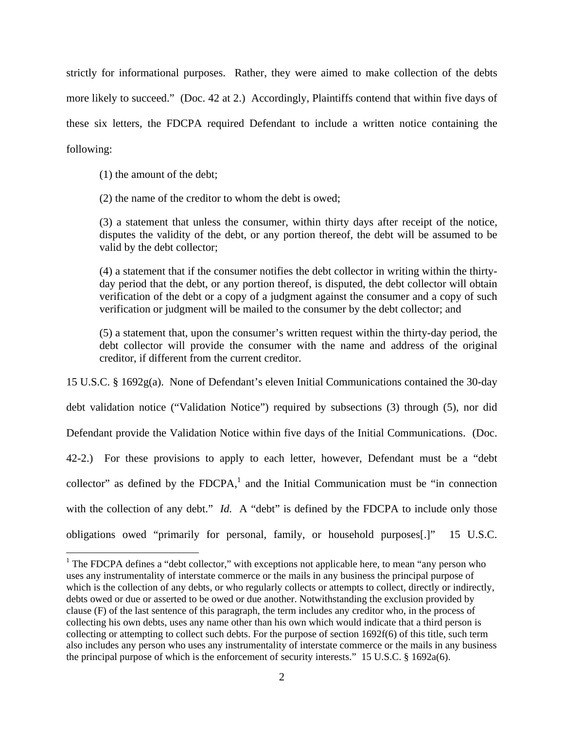strictly for informational purposes. Rather, they were aimed to make collection of the debts more likely to succeed." (Doc. 42 at 2.) Accordingly, Plaintiffs contend that within five days of these six letters, the FDCPA required Defendant to include a written notice containing the following:

> (1) the amount of the debt;
>
> (2) the name of the creditor to whom the debt is owed;
>
> (3) a statement that unless the consumer, within thirty days after receipt of the notice, disputes the validity of the debt, or any portion thereof, the debt will be assumed to be valid by the debt collector;
>
> (4) a statement that if the consumer notifies the debt collector in writing within the thirty-day period that the debt, or any portion thereof, is disputed, the debt collector will obtain verification of the debt or a copy of a judgment against the consumer and a copy of such verification or judgment will be mailed to the consumer by the debt collector; and
>
> (5) a statement that, upon the consumer's written request within the thirty-day period, the debt collector will provide the consumer with the name and address of the original creditor, if different from the current creditor.

15 U.S.C. § 1692g(a). None of Defendant's eleven Initial Communications contained the 30-day debt validation notice ("Validation Notice") required by subsections (3) through (5), nor did Defendant provide the Validation Notice within five days of the Initial Communications. (Doc. 42-2.) For these provisions to apply to each letter, however, Defendant must be a "debt collector" as defined by the FDCPA,[1] and the Initial Communication must be "in connection with the collection of any debt." *Id.* A "debt" is defined by the FDCPA to include only those obligations owed "primarily for personal, family, or household purposes[.]" 15 U.S.C.

---

[1] The FDCPA defines a "debt collector," with exceptions not applicable here, to mean "any person who uses any instrumentality of interstate commerce or the mails in any business the principal purpose of which is the collection of any debts, or who regularly collects or attempts to collect, directly or indirectly, debts owed or due or asserted to be owed or due another. Notwithstanding the exclusion provided by clause (F) of the last sentence of this paragraph, the term includes any creditor who, in the process of collecting his own debts, uses any name other than his own which would indicate that a third person is collecting or attempting to collect such debts. For the purpose of section 1692f(6) of this title, such term also includes any person who uses any instrumentality of interstate commerce or the mails in any business the principal purpose of which is the enforcement of security interests." 15 U.S.C. § 1692a(6).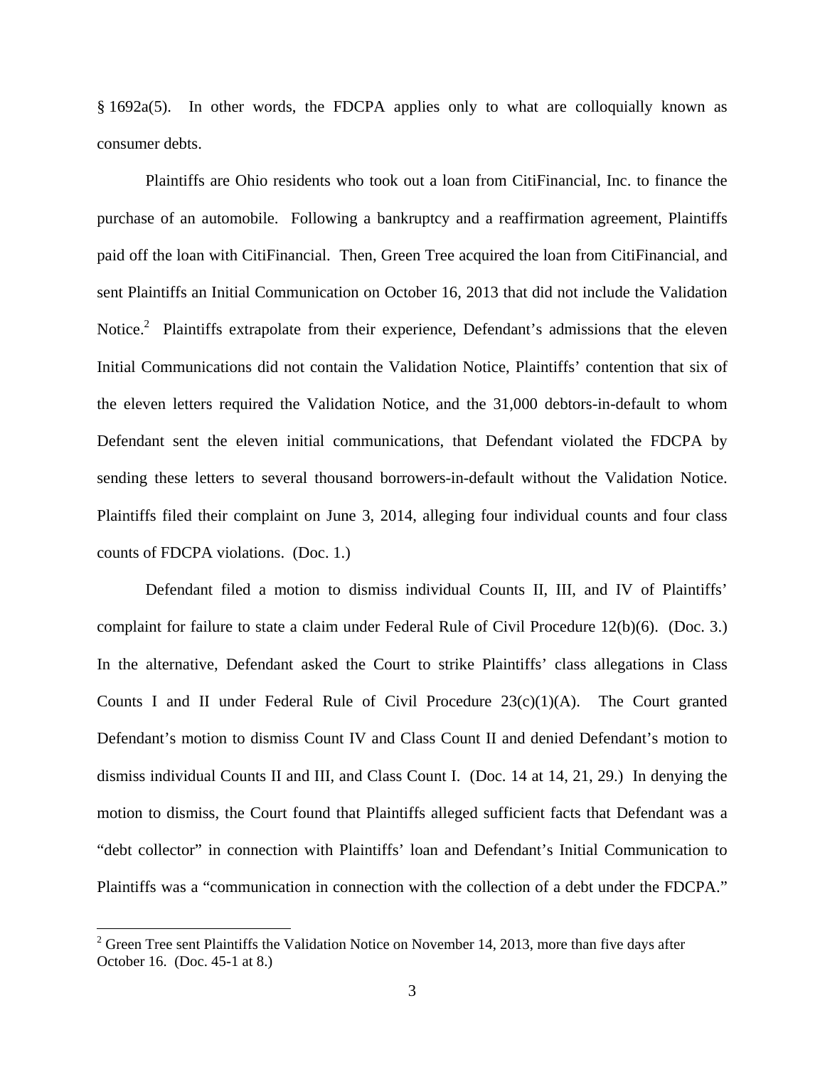§ 1692a(5). In other words, the FDCPA applies only to what are colloquially known as consumer debts.

Plaintiffs are Ohio residents who took out a loan from CitiFinancial, Inc. to finance the purchase of an automobile. Following a bankruptcy and a reaffirmation agreement, Plaintiffs paid off the loan with CitiFinancial. Then, Green Tree acquired the loan from CitiFinancial, and sent Plaintiffs an Initial Communication on October 16, 2013 that did not include the Validation Notice.[2] Plaintiffs extrapolate from their experience, Defendant's admissions that the eleven Initial Communications did not contain the Validation Notice, Plaintiffs' contention that six of the eleven letters required the Validation Notice, and the 31,000 debtors-in-default to whom Defendant sent the eleven initial communications, that Defendant violated the FDCPA by sending these letters to several thousand borrowers-in-default without the Validation Notice. Plaintiffs filed their complaint on June 3, 2014, alleging four individual counts and four class counts of FDCPA violations. (Doc. 1.)

Defendant filed a motion to dismiss individual Counts II, III, and IV of Plaintiffs' complaint for failure to state a claim under Federal Rule of Civil Procedure 12(b)(6). (Doc. 3.) In the alternative, Defendant asked the Court to strike Plaintiffs' class allegations in Class Counts I and II under Federal Rule of Civil Procedure 23(c)(1)(A). The Court granted Defendant's motion to dismiss Count IV and Class Count II and denied Defendant's motion to dismiss individual Counts II and III, and Class Count I. (Doc. 14 at 14, 21, 29.) In denying the motion to dismiss, the Court found that Plaintiffs alleged sufficient facts that Defendant was a "debt collector" in connection with Plaintiffs' loan and Defendant's Initial Communication to Plaintiffs was a "communication in connection with the collection of a debt under the FDCPA."

[2] Green Tree sent Plaintiffs the Validation Notice on November 14, 2013, more than five days after October 16. (Doc. 45-1 at 8.)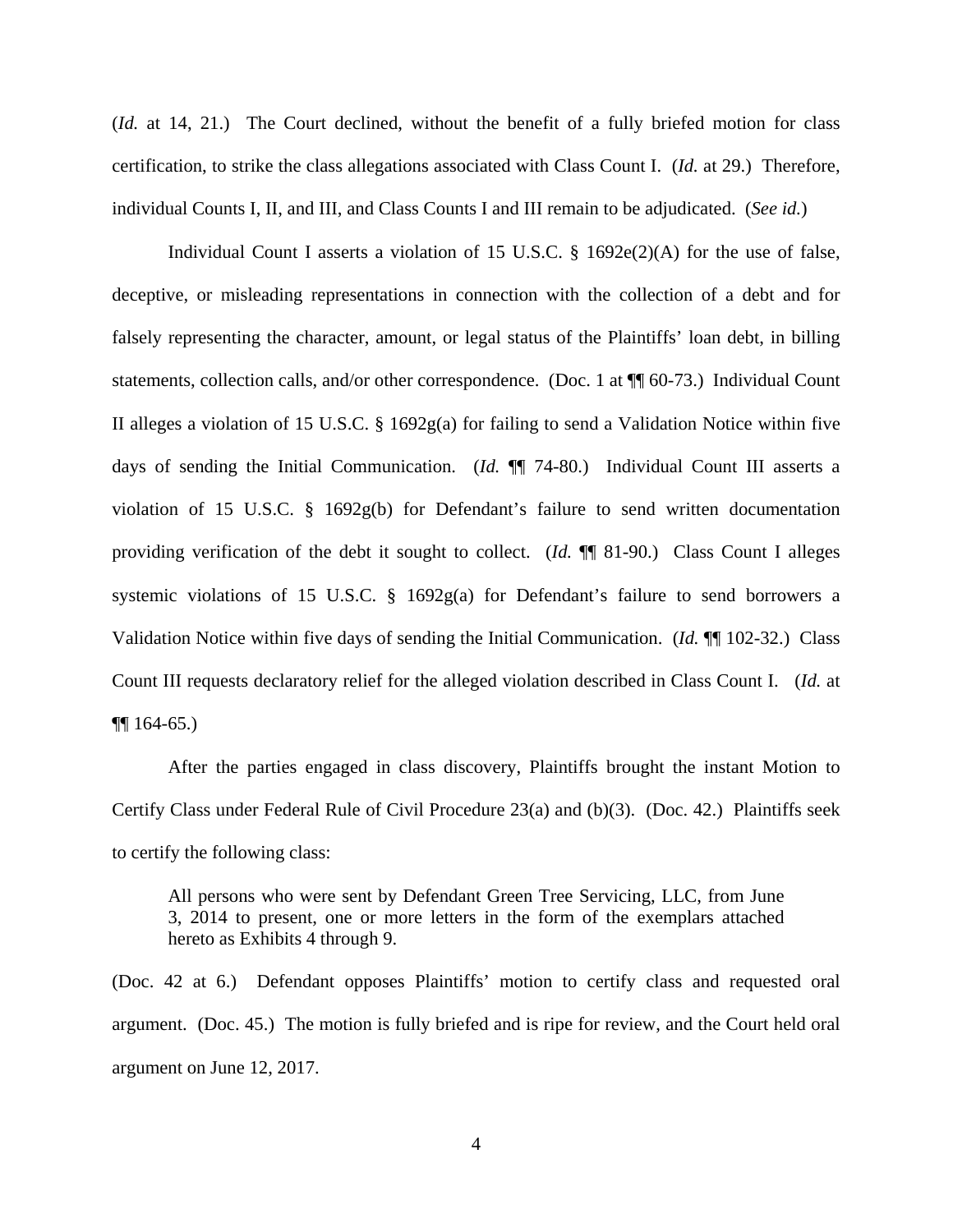(*Id.* at 14, 21.) The Court declined, without the benefit of a fully briefed motion for class certification, to strike the class allegations associated with Class Count I. (*Id.* at 29.) Therefore, individual Counts I, II, and III, and Class Counts I and III remain to be adjudicated. (*See id.*)

Individual Count I asserts a violation of 15 U.S.C. § 1692e(2)(A) for the use of false, deceptive, or misleading representations in connection with the collection of a debt and for falsely representing the character, amount, or legal status of the Plaintiffs' loan debt, in billing statements, collection calls, and/or other correspondence. (Doc. 1 at ¶¶ 60-73.) Individual Count II alleges a violation of 15 U.S.C. § 1692g(a) for failing to send a Validation Notice within five days of sending the Initial Communication. (*Id.* ¶¶ 74-80.) Individual Count III asserts a violation of 15 U.S.C. § 1692g(b) for Defendant's failure to send written documentation providing verification of the debt it sought to collect. (*Id.* ¶¶ 81-90.) Class Count I alleges systemic violations of 15 U.S.C. § 1692g(a) for Defendant's failure to send borrowers a Validation Notice within five days of sending the Initial Communication. (*Id.* ¶¶ 102-32.) Class Count III requests declaratory relief for the alleged violation described in Class Count I. (*Id.* at ¶¶ 164-65.)

After the parties engaged in class discovery, Plaintiffs brought the instant Motion to Certify Class under Federal Rule of Civil Procedure 23(a) and (b)(3). (Doc. 42.) Plaintiffs seek to certify the following class:

> All persons who were sent by Defendant Green Tree Servicing, LLC, from June 3, 2014 to present, one or more letters in the form of the exemplars attached hereto as Exhibits 4 through 9.

(Doc. 42 at 6.) Defendant opposes Plaintiffs' motion to certify class and requested oral argument. (Doc. 45.) The motion is fully briefed and is ripe for review, and the Court held oral argument on June 12, 2017.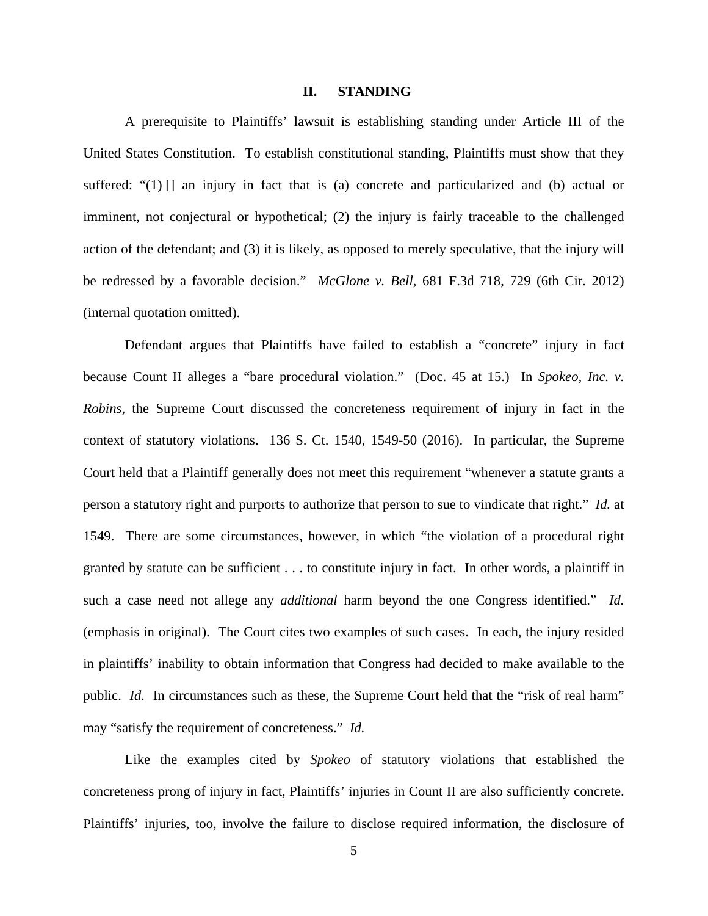## II. STANDING

A prerequisite to Plaintiffs' lawsuit is establishing standing under Article III of the United States Constitution. To establish constitutional standing, Plaintiffs must show that they suffered: "(1) [] an injury in fact that is (a) concrete and particularized and (b) actual or imminent, not conjectural or hypothetical; (2) the injury is fairly traceable to the challenged action of the defendant; and (3) it is likely, as opposed to merely speculative, that the injury will be redressed by a favorable decision." *McGlone v. Bell*, 681 F.3d 718, 729 (6th Cir. 2012) (internal quotation omitted).

Defendant argues that Plaintiffs have failed to establish a "concrete" injury in fact because Count II alleges a "bare procedural violation." (Doc. 45 at 15.) In *Spokeo, Inc. v. Robins*, the Supreme Court discussed the concreteness requirement of injury in fact in the context of statutory violations. 136 S. Ct. 1540, 1549-50 (2016). In particular, the Supreme Court held that a Plaintiff generally does not meet this requirement "whenever a statute grants a person a statutory right and purports to authorize that person to sue to vindicate that right." *Id.* at 1549. There are some circumstances, however, in which "the violation of a procedural right granted by statute can be sufficient . . . to constitute injury in fact. In other words, a plaintiff in such a case need not allege any *additional* harm beyond the one Congress identified." *Id.* (emphasis in original). The Court cites two examples of such cases. In each, the injury resided in plaintiffs' inability to obtain information that Congress had decided to make available to the public. *Id.* In circumstances such as these, the Supreme Court held that the "risk of real harm" may "satisfy the requirement of concreteness." *Id.*

Like the examples cited by *Spokeo* of statutory violations that established the concreteness prong of injury in fact, Plaintiffs' injuries in Count II are also sufficiently concrete. Plaintiffs' injuries, too, involve the failure to disclose required information, the disclosure of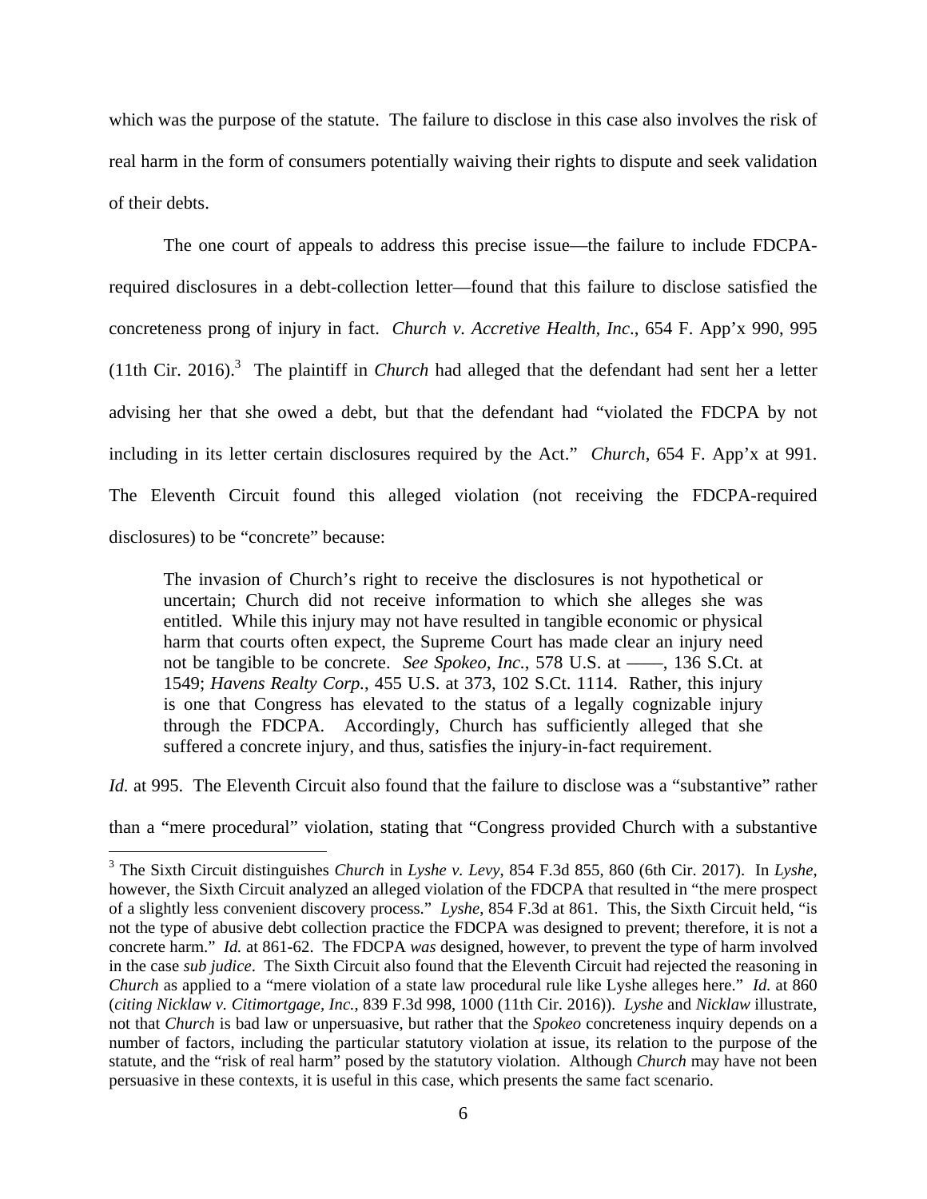which was the purpose of the statute. The failure to disclose in this case also involves the risk of real harm in the form of consumers potentially waiving their rights to dispute and seek validation of their debts.

The one court of appeals to address this precise issue—the failure to include FDCPA-required disclosures in a debt-collection letter—found that this failure to disclose satisfied the concreteness prong of injury in fact. *Church v. Accretive Health, Inc*., 654 F. App'x 990, 995 (11th Cir. 2016).[3] The plaintiff in *Church* had alleged that the defendant had sent her a letter advising her that she owed a debt, but that the defendant had "violated the FDCPA by not including in its letter certain disclosures required by the Act." *Church*, 654 F. App'x at 991. The Eleventh Circuit found this alleged violation (not receiving the FDCPA-required disclosures) to be "concrete" because:

> The invasion of Church's right to receive the disclosures is not hypothetical or uncertain; Church did not receive information to which she alleges she was entitled. While this injury may not have resulted in tangible economic or physical harm that courts often expect, the Supreme Court has made clear an injury need not be tangible to be concrete. *See Spokeo, Inc.*, 578 U.S. at ––––, 136 S.Ct. at 1549; *Havens Realty Corp.*, 455 U.S. at 373, 102 S.Ct. 1114. Rather, this injury is one that Congress has elevated to the status of a legally cognizable injury through the FDCPA. Accordingly, Church has sufficiently alleged that she suffered a concrete injury, and thus, satisfies the injury-in-fact requirement.

*Id.* at 995. The Eleventh Circuit also found that the failure to disclose was a "substantive" rather than a "mere procedural" violation, stating that "Congress provided Church with a substantive

[3] The Sixth Circuit distinguishes *Church* in *Lyshe v. Levy*, 854 F.3d 855, 860 (6th Cir. 2017). In *Lyshe*, however, the Sixth Circuit analyzed an alleged violation of the FDCPA that resulted in "the mere prospect of a slightly less convenient discovery process." *Lyshe*, 854 F.3d at 861. This, the Sixth Circuit held, "is not the type of abusive debt collection practice the FDCPA was designed to prevent; therefore, it is not a concrete harm." *Id.* at 861-62. The FDCPA *was* designed, however, to prevent the type of harm involved in the case *sub judice*. The Sixth Circuit also found that the Eleventh Circuit had rejected the reasoning in *Church* as applied to a "mere violation of a state law procedural rule like Lyshe alleges here." *Id.* at 860 (*citing Nicklaw v. Citimortgage, Inc.*, 839 F.3d 998, 1000 (11th Cir. 2016)). *Lyshe* and *Nicklaw* illustrate, not that *Church* is bad law or unpersuasive, but rather that the *Spokeo* concreteness inquiry depends on a number of factors, including the particular statutory violation at issue, its relation to the purpose of the statute, and the "risk of real harm" posed by the statutory violation. Although *Church* may have not been persuasive in these contexts, it is useful in this case, which presents the same fact scenario.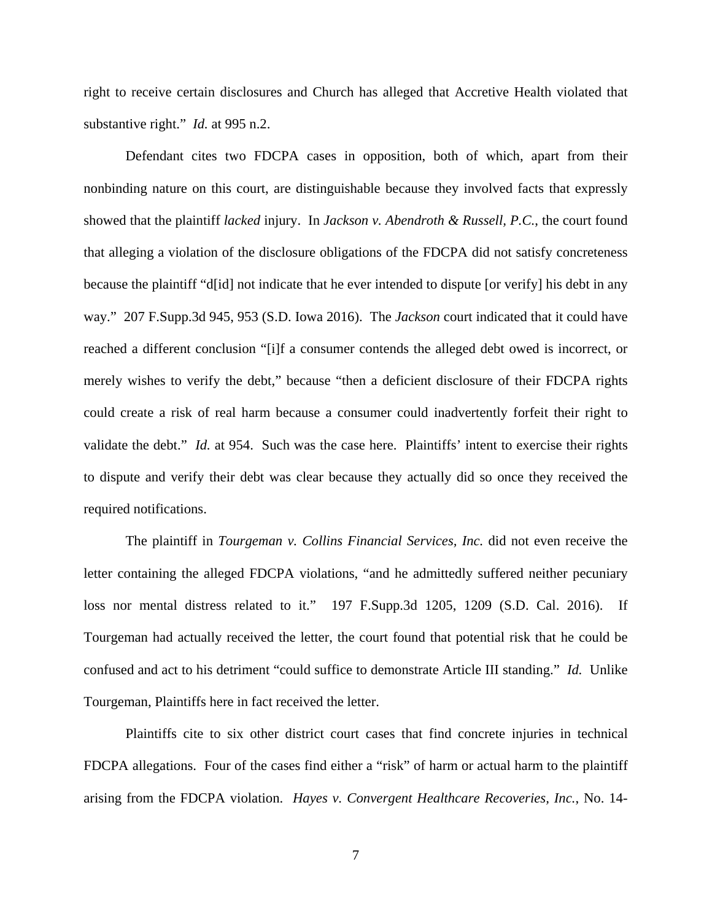right to receive certain disclosures and Church has alleged that Accretive Health violated that substantive right." *Id.* at 995 n.2.

Defendant cites two FDCPA cases in opposition, both of which, apart from their nonbinding nature on this court, are distinguishable because they involved facts that expressly showed that the plaintiff *lacked* injury. In *Jackson v. Abendroth & Russell, P.C.*, the court found that alleging a violation of the disclosure obligations of the FDCPA did not satisfy concreteness because the plaintiff "d[id] not indicate that he ever intended to dispute [or verify] his debt in any way." 207 F.Supp.3d 945, 953 (S.D. Iowa 2016). The *Jackson* court indicated that it could have reached a different conclusion "[i]f a consumer contends the alleged debt owed is incorrect, or merely wishes to verify the debt," because "then a deficient disclosure of their FDCPA rights could create a risk of real harm because a consumer could inadvertently forfeit their right to validate the debt." *Id.* at 954. Such was the case here. Plaintiffs' intent to exercise their rights to dispute and verify their debt was clear because they actually did so once they received the required notifications.

The plaintiff in *Tourgeman v. Collins Financial Services, Inc.* did not even receive the letter containing the alleged FDCPA violations, "and he admittedly suffered neither pecuniary loss nor mental distress related to it." 197 F.Supp.3d 1205, 1209 (S.D. Cal. 2016). If Tourgeman had actually received the letter, the court found that potential risk that he could be confused and act to his detriment "could suffice to demonstrate Article III standing." *Id.* Unlike Tourgeman, Plaintiffs here in fact received the letter.

Plaintiffs cite to six other district court cases that find concrete injuries in technical FDCPA allegations. Four of the cases find either a "risk" of harm or actual harm to the plaintiff arising from the FDCPA violation. *Hayes v. Convergent Healthcare Recoveries, Inc.*, No. 14-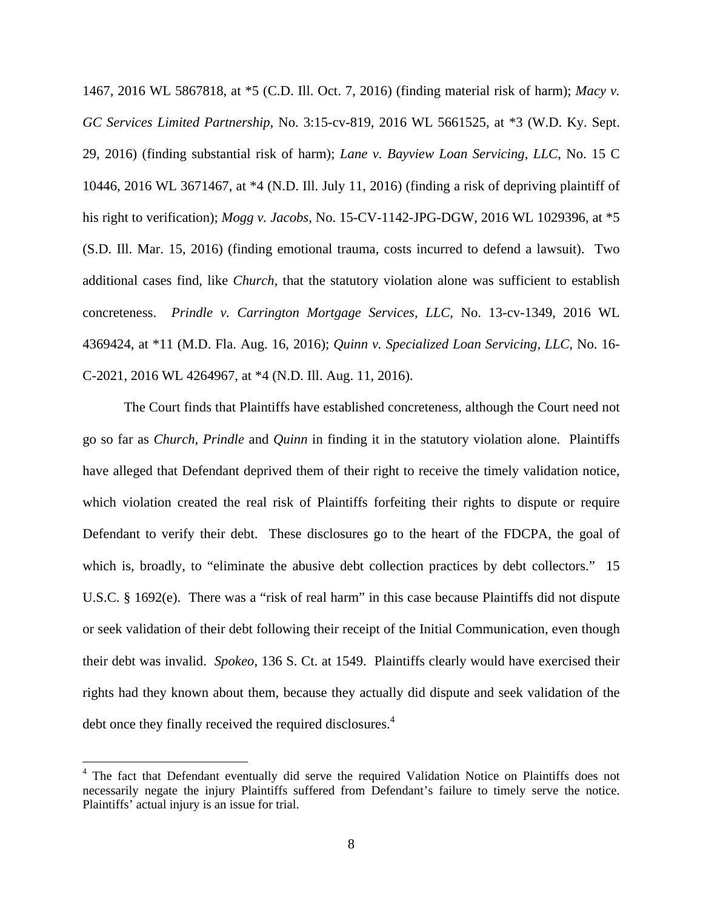1467, 2016 WL 5867818, at *5 (C.D. Ill. Oct. 7, 2016) (finding material risk of harm); *Macy v. GC Services Limited Partnership*, No. 3:15-cv-819, 2016 WL 5661525, at *3 (W.D. Ky. Sept. 29, 2016) (finding substantial risk of harm); *Lane v. Bayview Loan Servicing, LLC*, No. 15 C 10446, 2016 WL 3671467, at *4 (N.D. Ill. July 11, 2016) (finding a risk of depriving plaintiff of his right to verification); *Mogg v. Jacobs*, No. 15-CV-1142-JPG-DGW, 2016 WL 1029396, at *5 (S.D. Ill. Mar. 15, 2016) (finding emotional trauma, costs incurred to defend a lawsuit). Two additional cases find, like *Church*, that the statutory violation alone was sufficient to establish concreteness. *Prindle v. Carrington Mortgage Services, LLC*, No. 13-cv-1349, 2016 WL 4369424, at *11 (M.D. Fla. Aug. 16, 2016); *Quinn v. Specialized Loan Servicing, LLC*, No. 16-C-2021, 2016 WL 4264967, at *4 (N.D. Ill. Aug. 11, 2016).

The Court finds that Plaintiffs have established concreteness, although the Court need not go so far as *Church*, *Prindle* and *Quinn* in finding it in the statutory violation alone. Plaintiffs have alleged that Defendant deprived them of their right to receive the timely validation notice, which violation created the real risk of Plaintiffs forfeiting their rights to dispute or require Defendant to verify their debt. These disclosures go to the heart of the FDCPA, the goal of which is, broadly, to "eliminate the abusive debt collection practices by debt collectors." 15 U.S.C. § 1692(e). There was a "risk of real harm" in this case because Plaintiffs did not dispute or seek validation of their debt following their receipt of the Initial Communication, even though their debt was invalid. *Spokeo*, 136 S. Ct. at 1549. Plaintiffs clearly would have exercised their rights had they known about them, because they actually did dispute and seek validation of the debt once they finally received the required disclosures.[4]

---

[4] The fact that Defendant eventually did serve the required Validation Notice on Plaintiffs does not necessarily negate the injury Plaintiffs suffered from Defendant's failure to timely serve the notice. Plaintiffs' actual injury is an issue for trial.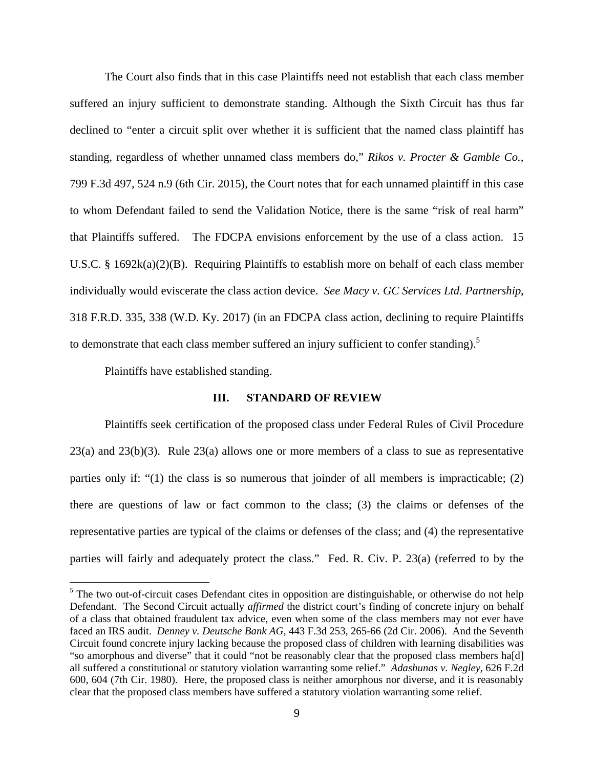The Court also finds that in this case Plaintiffs need not establish that each class member suffered an injury sufficient to demonstrate standing. Although the Sixth Circuit has thus far declined to "enter a circuit split over whether it is sufficient that the named class plaintiff has standing, regardless of whether unnamed class members do," *Rikos v. Procter & Gamble Co.*, 799 F.3d 497, 524 n.9 (6th Cir. 2015), the Court notes that for each unnamed plaintiff in this case to whom Defendant failed to send the Validation Notice, there is the same "risk of real harm" that Plaintiffs suffered. The FDCPA envisions enforcement by the use of a class action. 15 U.S.C. § 1692k(a)(2)(B). Requiring Plaintiffs to establish more on behalf of each class member individually would eviscerate the class action device. *See Macy v. GC Services Ltd. Partnership*, 318 F.R.D. 335, 338 (W.D. Ky. 2017) (in an FDCPA class action, declining to require Plaintiffs to demonstrate that each class member suffered an injury sufficient to confer standing).[5]

Plaintiffs have established standing.

## III. STANDARD OF REVIEW

Plaintiffs seek certification of the proposed class under Federal Rules of Civil Procedure 23(a) and 23(b)(3). Rule 23(a) allows one or more members of a class to sue as representative parties only if: "(1) the class is so numerous that joinder of all members is impracticable; (2) there are questions of law or fact common to the class; (3) the claims or defenses of the representative parties are typical of the claims or defenses of the class; and (4) the representative parties will fairly and adequately protect the class." Fed. R. Civ. P. 23(a) (referred to by the

[5] The two out-of-circuit cases Defendant cites in opposition are distinguishable, or otherwise do not help Defendant. The Second Circuit actually *affirmed* the district court's finding of concrete injury on behalf of a class that obtained fraudulent tax advice, even when some of the class members may not ever have faced an IRS audit. *Denney v. Deutsche Bank AG*, 443 F.3d 253, 265-66 (2d Cir. 2006). And the Seventh Circuit found concrete injury lacking because the proposed class of children with learning disabilities was "so amorphous and diverse" that it could "not be reasonably clear that the proposed class members ha[d] all suffered a constitutional or statutory violation warranting some relief." *Adashunas v. Negley*, 626 F.2d 600, 604 (7th Cir. 1980). Here, the proposed class is neither amorphous nor diverse, and it is reasonably clear that the proposed class members have suffered a statutory violation warranting some relief.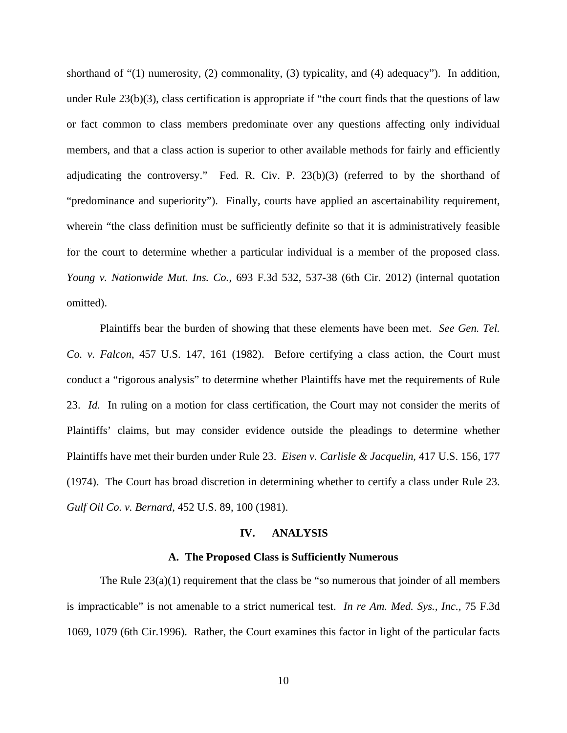shorthand of "(1) numerosity, (2) commonality, (3) typicality, and (4) adequacy"). In addition, under Rule 23(b)(3), class certification is appropriate if "the court finds that the questions of law or fact common to class members predominate over any questions affecting only individual members, and that a class action is superior to other available methods for fairly and efficiently adjudicating the controversy." Fed. R. Civ. P. 23(b)(3) (referred to by the shorthand of "predominance and superiority"). Finally, courts have applied an ascertainability requirement, wherein "the class definition must be sufficiently definite so that it is administratively feasible for the court to determine whether a particular individual is a member of the proposed class. *Young v. Nationwide Mut. Ins. Co.*, 693 F.3d 532, 537-38 (6th Cir. 2012) (internal quotation omitted).

Plaintiffs bear the burden of showing that these elements have been met. *See Gen. Tel. Co. v. Falcon*, 457 U.S. 147, 161 (1982). Before certifying a class action, the Court must conduct a "rigorous analysis" to determine whether Plaintiffs have met the requirements of Rule 23. *Id.* In ruling on a motion for class certification, the Court may not consider the merits of Plaintiffs' claims, but may consider evidence outside the pleadings to determine whether Plaintiffs have met their burden under Rule 23. *Eisen v. Carlisle & Jacquelin*, 417 U.S. 156, 177 (1974). The Court has broad discretion in determining whether to certify a class under Rule 23. *Gulf Oil Co. v. Bernard*, 452 U.S. 89, 100 (1981).

## IV. ANALYSIS

### A. The Proposed Class is Sufficiently Numerous

The Rule 23(a)(1) requirement that the class be "so numerous that joinder of all members is impracticable" is not amenable to a strict numerical test. *In re Am. Med. Sys., Inc.*, 75 F.3d 1069, 1079 (6th Cir.1996). Rather, the Court examines this factor in light of the particular facts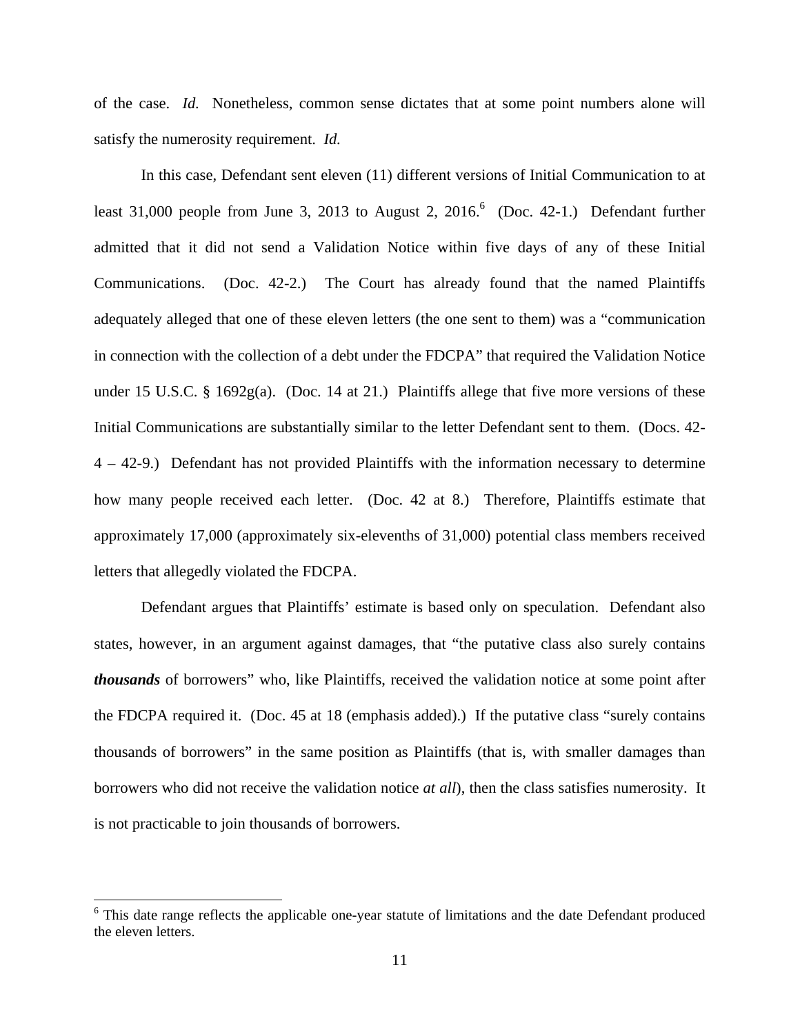of the case. *Id.* Nonetheless, common sense dictates that at some point numbers alone will satisfy the numerosity requirement. *Id.*

In this case, Defendant sent eleven (11) different versions of Initial Communication to at least 31,000 people from June 3, 2013 to August 2, 2016.[6] (Doc. 42-1.) Defendant further admitted that it did not send a Validation Notice within five days of any of these Initial Communications. (Doc. 42-2.) The Court has already found that the named Plaintiffs adequately alleged that one of these eleven letters (the one sent to them) was a "communication in connection with the collection of a debt under the FDCPA" that required the Validation Notice under 15 U.S.C. § 1692g(a). (Doc. 14 at 21.) Plaintiffs allege that five more versions of these Initial Communications are substantially similar to the letter Defendant sent to them. (Docs. 42-4 – 42-9.) Defendant has not provided Plaintiffs with the information necessary to determine how many people received each letter. (Doc. 42 at 8.) Therefore, Plaintiffs estimate that approximately 17,000 (approximately six-elevenths of 31,000) potential class members received letters that allegedly violated the FDCPA.

Defendant argues that Plaintiffs' estimate is based only on speculation. Defendant also states, however, in an argument against damages, that "the putative class also surely contains ***thousands*** of borrowers" who, like Plaintiffs, received the validation notice at some point after the FDCPA required it. (Doc. 45 at 18 (emphasis added).) If the putative class "surely contains thousands of borrowers" in the same position as Plaintiffs (that is, with smaller damages than borrowers who did not receive the validation notice *at all*), then the class satisfies numerosity. It is not practicable to join thousands of borrowers.

---

[6] This date range reflects the applicable one-year statute of limitations and the date Defendant produced the eleven letters.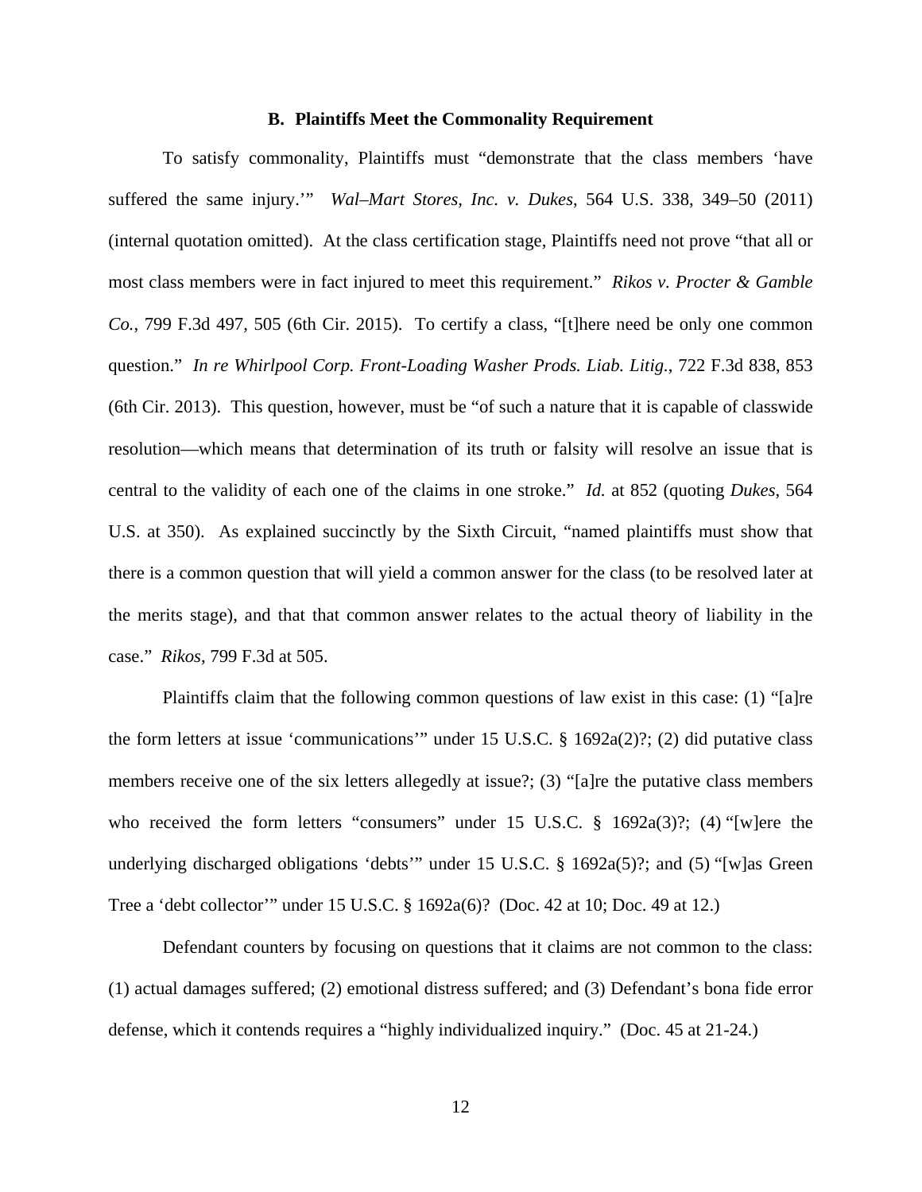### B. Plaintiffs Meet the Commonality Requirement

To satisfy commonality, Plaintiffs must "demonstrate that the class members 'have suffered the same injury.'" *Wal–Mart Stores, Inc. v. Dukes*, 564 U.S. 338, 349–50 (2011) (internal quotation omitted). At the class certification stage, Plaintiffs need not prove "that all or most class members were in fact injured to meet this requirement." *Rikos v. Procter & Gamble Co.*, 799 F.3d 497, 505 (6th Cir. 2015). To certify a class, "[t]here need be only one common question." *In re Whirlpool Corp. Front-Loading Washer Prods. Liab. Litig.*, 722 F.3d 838, 853 (6th Cir. 2013). This question, however, must be "of such a nature that it is capable of classwide resolution—which means that determination of its truth or falsity will resolve an issue that is central to the validity of each one of the claims in one stroke." *Id.* at 852 (quoting *Dukes*, 564 U.S. at 350). As explained succinctly by the Sixth Circuit, "named plaintiffs must show that there is a common question that will yield a common answer for the class (to be resolved later at the merits stage), and that that common answer relates to the actual theory of liability in the case." *Rikos*, 799 F.3d at 505.

Plaintiffs claim that the following common questions of law exist in this case: (1) "[a]re the form letters at issue 'communications'" under 15 U.S.C. § 1692a(2)?; (2) did putative class members receive one of the six letters allegedly at issue?; (3) "[a]re the putative class members who received the form letters "consumers" under 15 U.S.C. § 1692a(3)?; (4) "[w]ere the underlying discharged obligations 'debts'" under 15 U.S.C. § 1692a(5)?; and (5) "[w]as Green Tree a 'debt collector'" under 15 U.S.C. § 1692a(6)? (Doc. 42 at 10; Doc. 49 at 12.)

Defendant counters by focusing on questions that it claims are not common to the class: (1) actual damages suffered; (2) emotional distress suffered; and (3) Defendant's bona fide error defense, which it contends requires a "highly individualized inquiry." (Doc. 45 at 21-24.)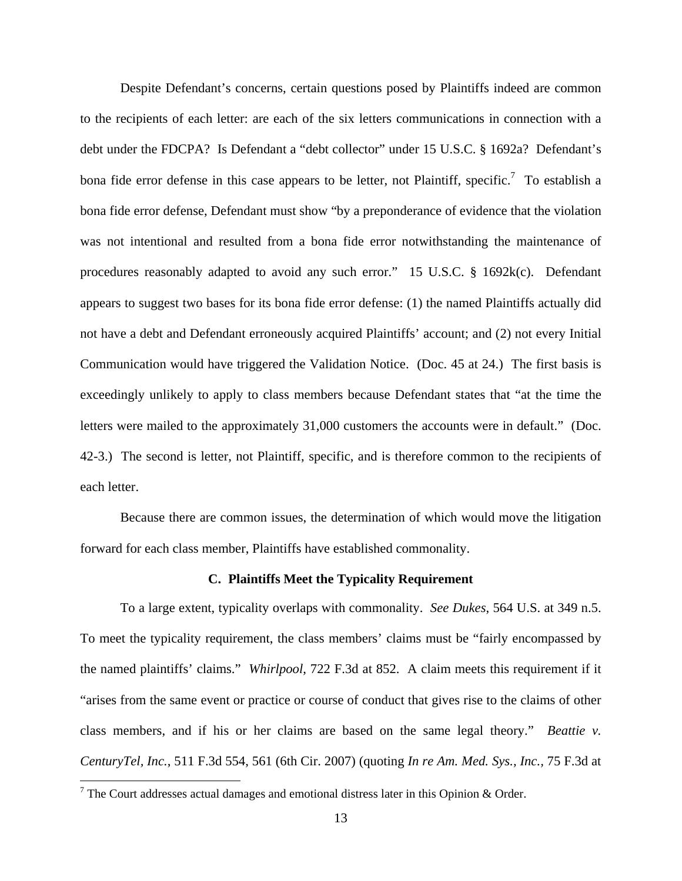Despite Defendant's concerns, certain questions posed by Plaintiffs indeed are common to the recipients of each letter: are each of the six letters communications in connection with a debt under the FDCPA? Is Defendant a "debt collector" under 15 U.S.C. § 1692a? Defendant's bona fide error defense in this case appears to be letter, not Plaintiff, specific.[7] To establish a bona fide error defense, Defendant must show "by a preponderance of evidence that the violation was not intentional and resulted from a bona fide error notwithstanding the maintenance of procedures reasonably adapted to avoid any such error." 15 U.S.C. § 1692k(c). Defendant appears to suggest two bases for its bona fide error defense: (1) the named Plaintiffs actually did not have a debt and Defendant erroneously acquired Plaintiffs' account; and (2) not every Initial Communication would have triggered the Validation Notice. (Doc. 45 at 24.) The first basis is exceedingly unlikely to apply to class members because Defendant states that "at the time the letters were mailed to the approximately 31,000 customers the accounts were in default." (Doc. 42-3.) The second is letter, not Plaintiff, specific, and is therefore common to the recipients of each letter.

Because there are common issues, the determination of which would move the litigation forward for each class member, Plaintiffs have established commonality.

### C. Plaintiffs Meet the Typicality Requirement

To a large extent, typicality overlaps with commonality. *See Dukes*, 564 U.S. at 349 n.5. To meet the typicality requirement, the class members' claims must be "fairly encompassed by the named plaintiffs' claims." *Whirlpool*, 722 F.3d at 852. A claim meets this requirement if it "arises from the same event or practice or course of conduct that gives rise to the claims of other class members, and if his or her claims are based on the same legal theory." *Beattie v. CenturyTel, Inc.*, 511 F.3d 554, 561 (6th Cir. 2007) (quoting *In re Am. Med. Sys., Inc.*, 75 F.3d at

[7] The Court addresses actual damages and emotional distress later in this Opinion & Order.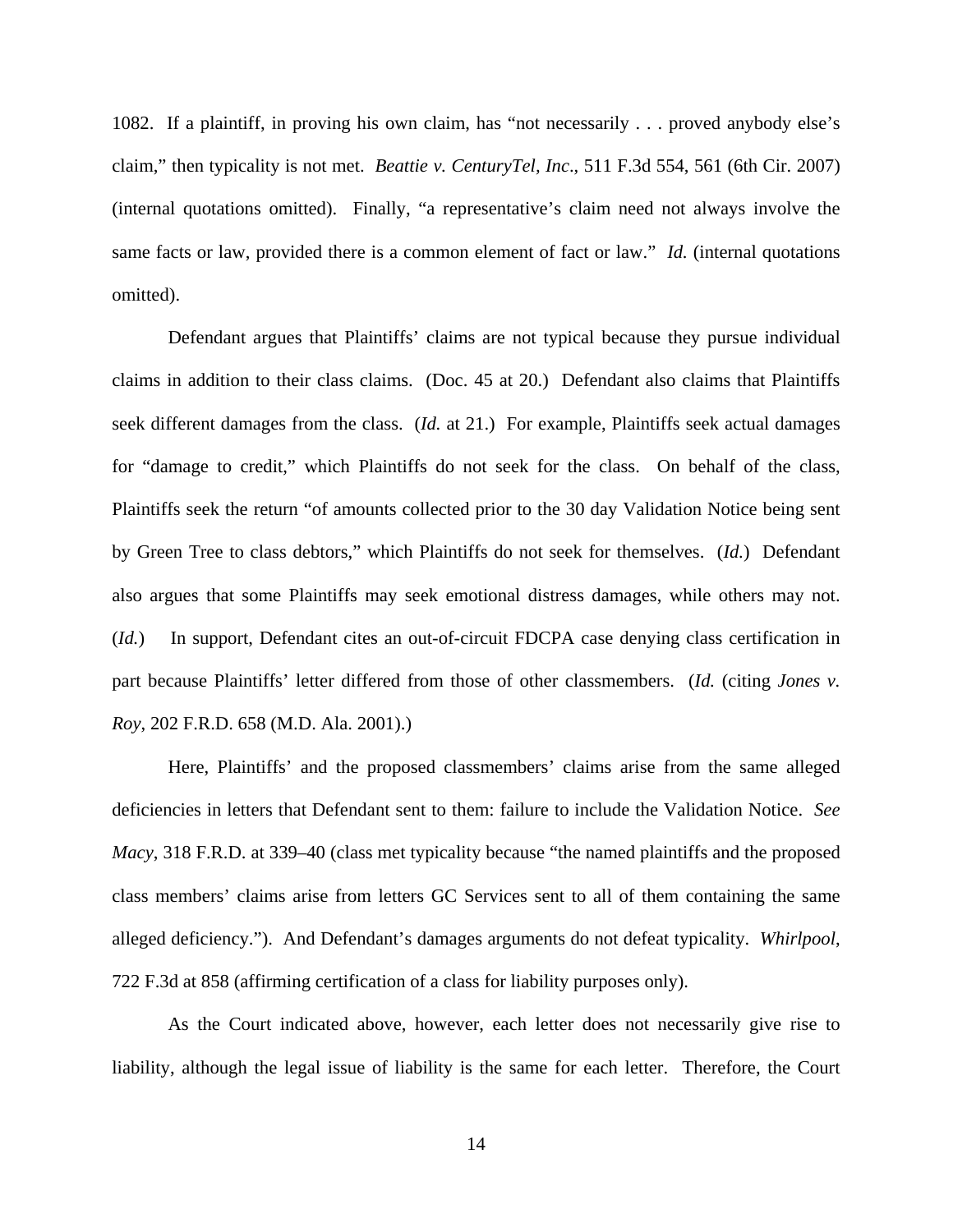1082. If a plaintiff, in proving his own claim, has "not necessarily . . . proved anybody else's claim," then typicality is not met. *Beattie v. CenturyTel, Inc*., 511 F.3d 554, 561 (6th Cir. 2007) (internal quotations omitted). Finally, "a representative's claim need not always involve the same facts or law, provided there is a common element of fact or law." *Id.* (internal quotations omitted).

Defendant argues that Plaintiffs' claims are not typical because they pursue individual claims in addition to their class claims. (Doc. 45 at 20.) Defendant also claims that Plaintiffs seek different damages from the class. (*Id.* at 21.) For example, Plaintiffs seek actual damages for "damage to credit," which Plaintiffs do not seek for the class. On behalf of the class, Plaintiffs seek the return "of amounts collected prior to the 30 day Validation Notice being sent by Green Tree to class debtors," which Plaintiffs do not seek for themselves. (*Id.*) Defendant also argues that some Plaintiffs may seek emotional distress damages, while others may not. (*Id.*) In support, Defendant cites an out-of-circuit FDCPA case denying class certification in part because Plaintiffs' letter differed from those of other classmembers. (*Id.* (citing *Jones v. Roy*, 202 F.R.D. 658 (M.D. Ala. 2001).)

Here, Plaintiffs' and the proposed classmembers' claims arise from the same alleged deficiencies in letters that Defendant sent to them: failure to include the Validation Notice. *See Macy*, 318 F.R.D. at 339–40 (class met typicality because "the named plaintiffs and the proposed class members' claims arise from letters GC Services sent to all of them containing the same alleged deficiency."). And Defendant's damages arguments do not defeat typicality. *Whirlpool*, 722 F.3d at 858 (affirming certification of a class for liability purposes only).

As the Court indicated above, however, each letter does not necessarily give rise to liability, although the legal issue of liability is the same for each letter. Therefore, the Court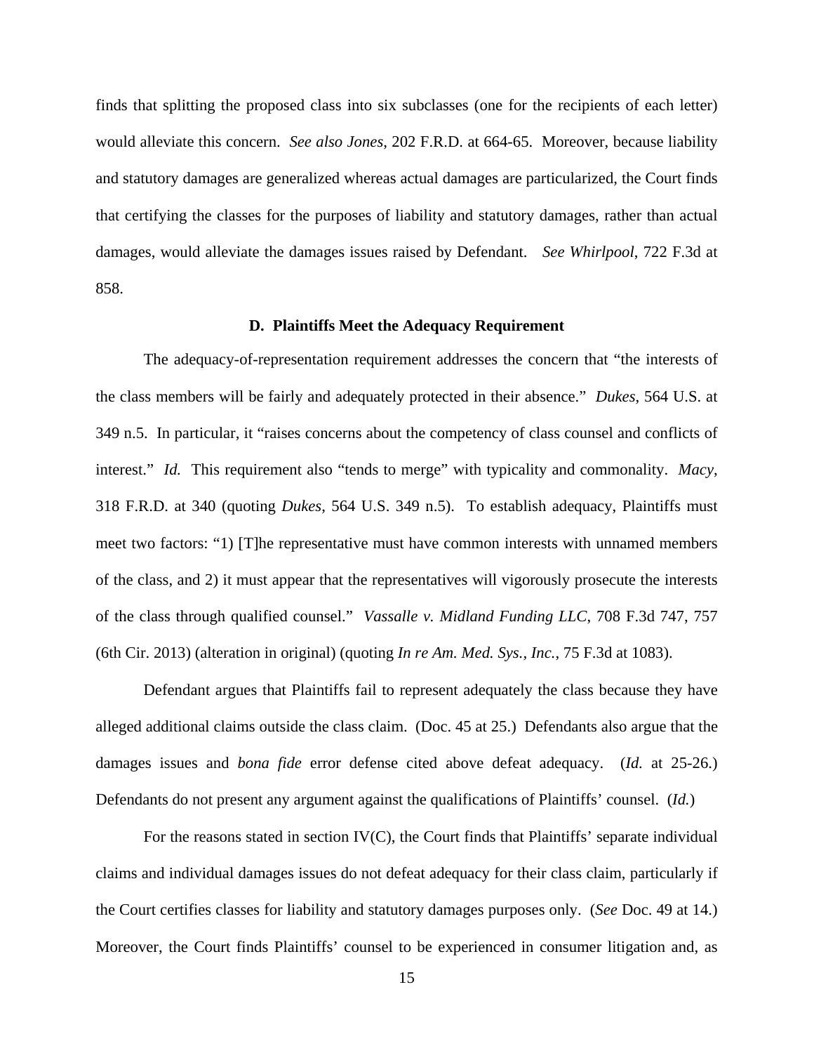finds that splitting the proposed class into six subclasses (one for the recipients of each letter) would alleviate this concern. *See also Jones*, 202 F.R.D. at 664-65. Moreover, because liability and statutory damages are generalized whereas actual damages are particularized, the Court finds that certifying the classes for the purposes of liability and statutory damages, rather than actual damages, would alleviate the damages issues raised by Defendant. *See Whirlpool*, 722 F.3d at 858.

### D. Plaintiffs Meet the Adequacy Requirement

The adequacy-of-representation requirement addresses the concern that "the interests of the class members will be fairly and adequately protected in their absence." *Dukes*, 564 U.S. at 349 n.5. In particular, it "raises concerns about the competency of class counsel and conflicts of interest." *Id.* This requirement also "tends to merge" with typicality and commonality. *Macy*, 318 F.R.D. at 340 (quoting *Dukes*, 564 U.S. 349 n.5). To establish adequacy, Plaintiffs must meet two factors: "1) [T]he representative must have common interests with unnamed members of the class, and 2) it must appear that the representatives will vigorously prosecute the interests of the class through qualified counsel." *Vassalle v. Midland Funding LLC*, 708 F.3d 747, 757 (6th Cir. 2013) (alteration in original) (quoting *In re Am. Med. Sys., Inc.*, 75 F.3d at 1083).

Defendant argues that Plaintiffs fail to represent adequately the class because they have alleged additional claims outside the class claim. (Doc. 45 at 25.) Defendants also argue that the damages issues and *bona fide* error defense cited above defeat adequacy. (*Id.* at 25-26.) Defendants do not present any argument against the qualifications of Plaintiffs' counsel. (*Id.*)

For the reasons stated in section IV(C), the Court finds that Plaintiffs' separate individual claims and individual damages issues do not defeat adequacy for their class claim, particularly if the Court certifies classes for liability and statutory damages purposes only. (*See* Doc. 49 at 14.) Moreover, the Court finds Plaintiffs' counsel to be experienced in consumer litigation and, as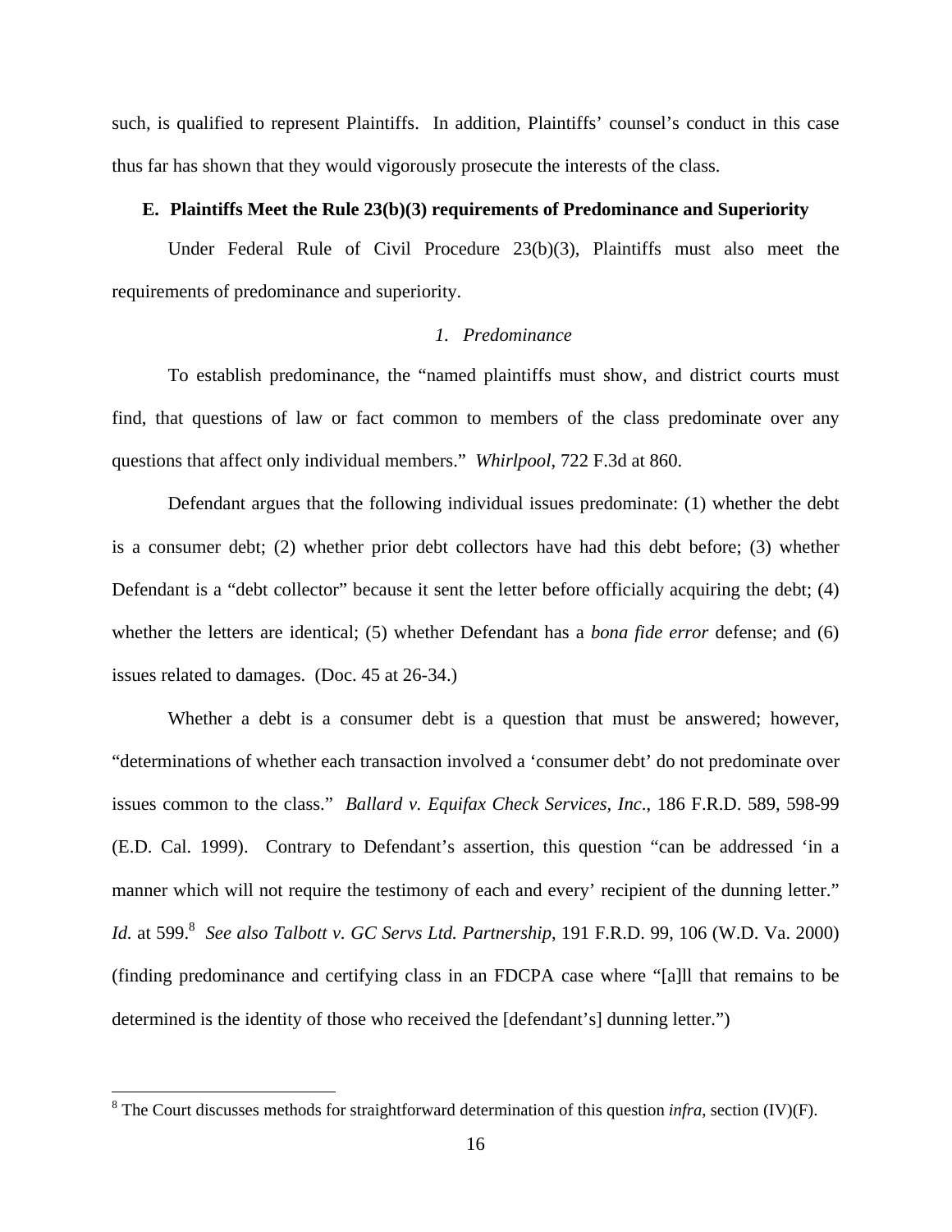such, is qualified to represent Plaintiffs. In addition, Plaintiffs' counsel's conduct in this case thus far has shown that they would vigorously prosecute the interests of the class.

### E. Plaintiffs Meet the Rule 23(b)(3) requirements of Predominance and Superiority

Under Federal Rule of Civil Procedure 23(b)(3), Plaintiffs must also meet the requirements of predominance and superiority.

#### *1. Predominance*

To establish predominance, the "named plaintiffs must show, and district courts must find, that questions of law or fact common to members of the class predominate over any questions that affect only individual members." *Whirlpool*, 722 F.3d at 860.

Defendant argues that the following individual issues predominate: (1) whether the debt is a consumer debt; (2) whether prior debt collectors have had this debt before; (3) whether Defendant is a "debt collector" because it sent the letter before officially acquiring the debt; (4) whether the letters are identical; (5) whether Defendant has a *bona fide error* defense; and (6) issues related to damages. (Doc. 45 at 26-34.)

Whether a debt is a consumer debt is a question that must be answered; however, "determinations of whether each transaction involved a 'consumer debt' do not predominate over issues common to the class." *Ballard v. Equifax Check Services, Inc*., 186 F.R.D. 589, 598-99 (E.D. Cal. 1999). Contrary to Defendant's assertion, this question "can be addressed 'in a manner which will not require the testimony of each and every' recipient of the dunning letter." *Id.* at 599.[8] *See also Talbott v. GC Servs Ltd. Partnership*, 191 F.R.D. 99, 106 (W.D. Va. 2000) (finding predominance and certifying class in an FDCPA case where "[a]ll that remains to be determined is the identity of those who received the [defendant's] dunning letter.")

---

[8] The Court discusses methods for straightforward determination of this question *infra*, section (IV)(F).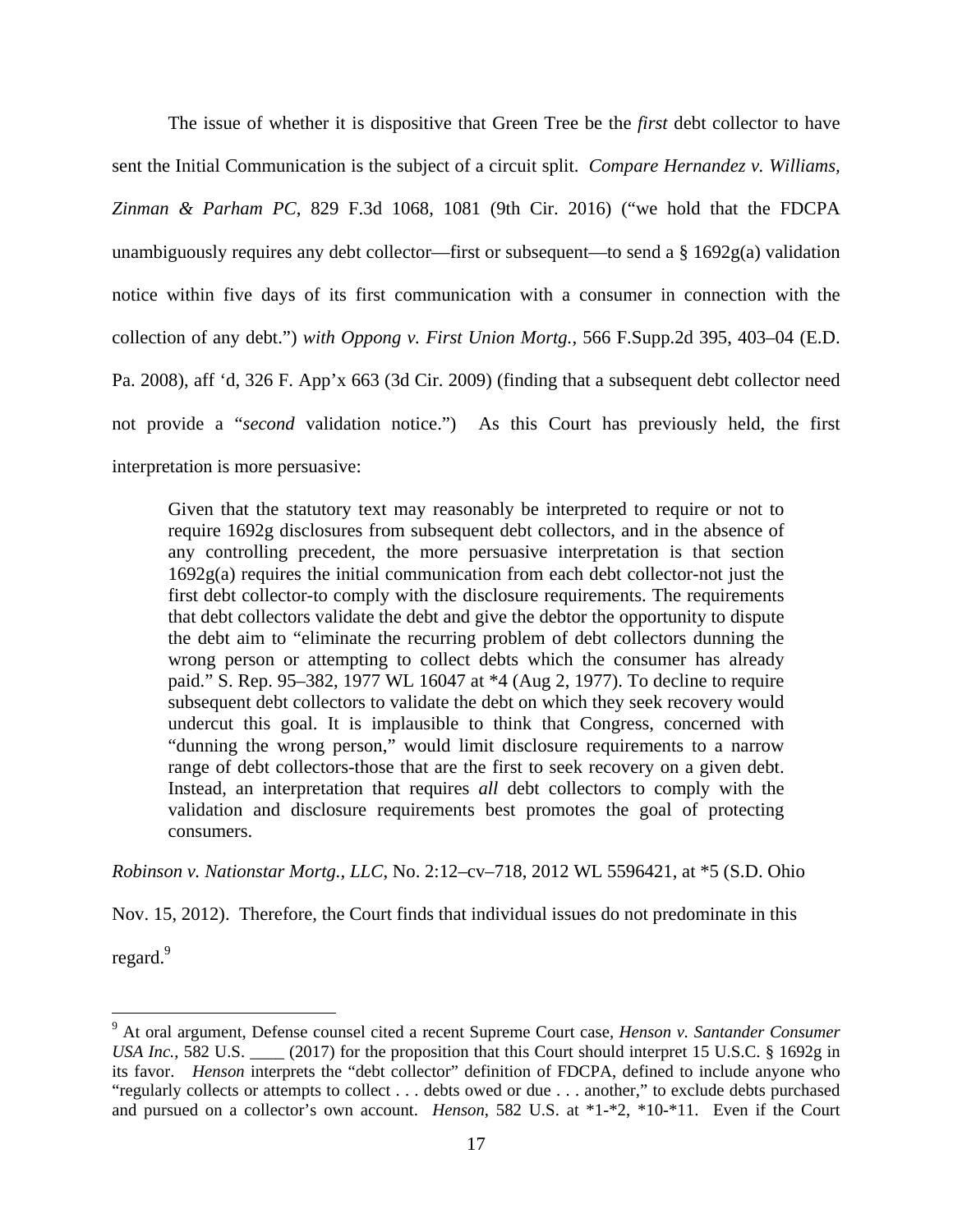The issue of whether it is dispositive that Green Tree be the *first* debt collector to have sent the Initial Communication is the subject of a circuit split. *Compare Hernandez v. Williams, Zinman & Parham PC*, 829 F.3d 1068, 1081 (9th Cir. 2016) ("we hold that the FDCPA unambiguously requires any debt collector—first or subsequent—to send a § 1692g(a) validation notice within five days of its first communication with a consumer in connection with the collection of any debt.") *with Oppong v. First Union Mortg.*, 566 F.Supp.2d 395, 403–04 (E.D. Pa. 2008), aff 'd, 326 F. App'x 663 (3d Cir. 2009) (finding that a subsequent debt collector need not provide a "*second* validation notice.") As this Court has previously held, the first interpretation is more persuasive:

> Given that the statutory text may reasonably be interpreted to require or not to require 1692g disclosures from subsequent debt collectors, and in the absence of any controlling precedent, the more persuasive interpretation is that section 1692g(a) requires the initial communication from each debt collector-not just the first debt collector-to comply with the disclosure requirements. The requirements that debt collectors validate the debt and give the debtor the opportunity to dispute the debt aim to "eliminate the recurring problem of debt collectors dunning the wrong person or attempting to collect debts which the consumer has already paid." S. Rep. 95–382, 1977 WL 16047 at *4 (Aug 2, 1977). To decline to require subsequent debt collectors to validate the debt on which they seek recovery would undercut this goal. It is implausible to think that Congress, concerned with "dunning the wrong person," would limit disclosure requirements to a narrow range of debt collectors-those that are the first to seek recovery on a given debt. Instead, an interpretation that requires *all* debt collectors to comply with the validation and disclosure requirements best promotes the goal of protecting consumers.

*Robinson v. Nationstar Mortg., LLC*, No. 2:12–cv–718, 2012 WL 5596421, at *5 (S.D. Ohio Nov. 15, 2012). Therefore, the Court finds that individual issues do not predominate in this regard.[9]

---

[9] At oral argument, Defense counsel cited a recent Supreme Court case, *Henson v. Santander Consumer USA Inc.*, 582 U.S. ____ (2017) for the proposition that this Court should interpret 15 U.S.C. § 1692g in its favor. *Henson* interprets the "debt collector" definition of FDCPA, defined to include anyone who "regularly collects or attempts to collect . . . debts owed or due . . . another," to exclude debts purchased and pursued on a collector's own account. *Henson*, 582 U.S. at *1-*2, *10-*11. Even if the Court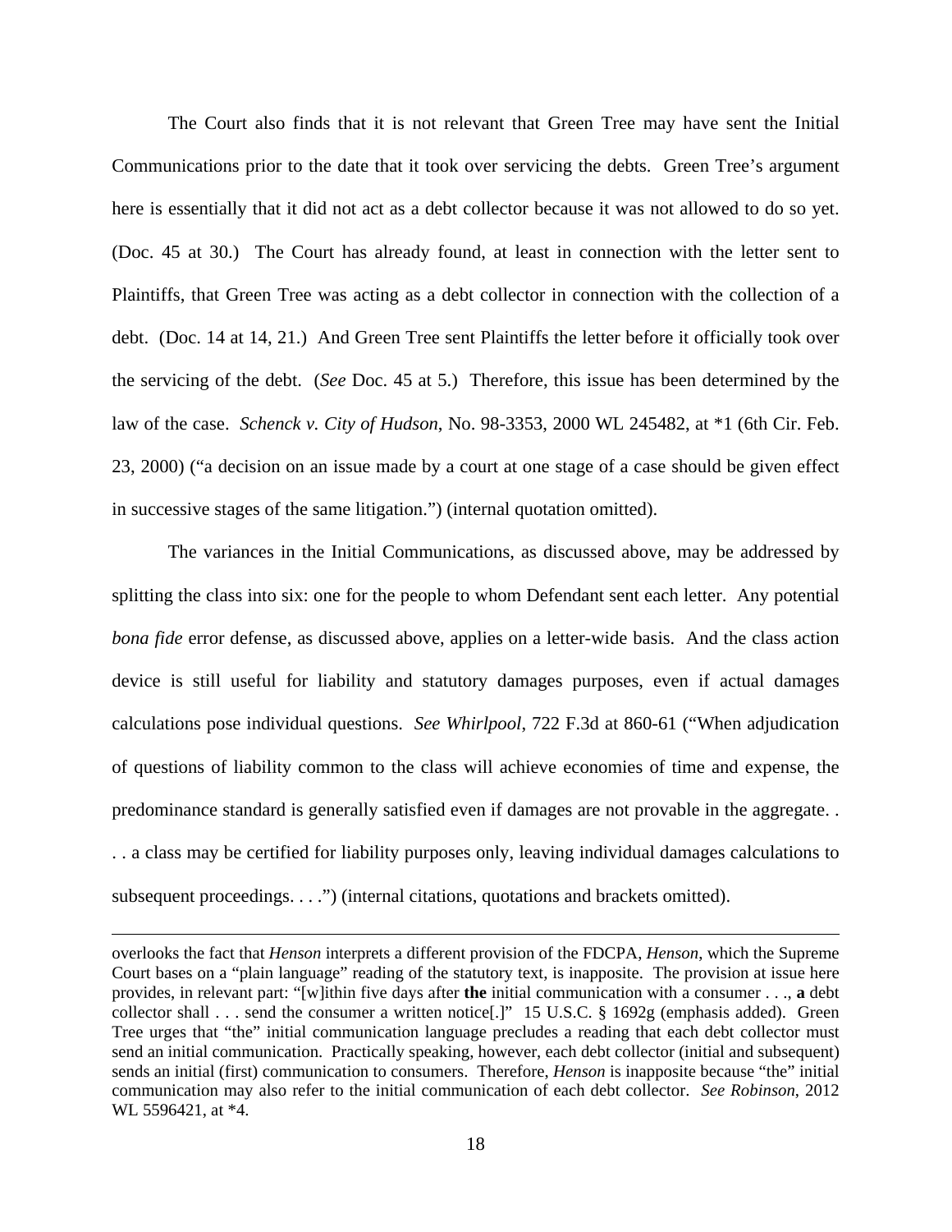The Court also finds that it is not relevant that Green Tree may have sent the Initial Communications prior to the date that it took over servicing the debts. Green Tree's argument here is essentially that it did not act as a debt collector because it was not allowed to do so yet. (Doc. 45 at 30.) The Court has already found, at least in connection with the letter sent to Plaintiffs, that Green Tree was acting as a debt collector in connection with the collection of a debt. (Doc. 14 at 14, 21.) And Green Tree sent Plaintiffs the letter before it officially took over the servicing of the debt. (*See* Doc. 45 at 5.) Therefore, this issue has been determined by the law of the case. *Schenck v. City of Hudson*, No. 98-3353, 2000 WL 245482, at *1 (6th Cir. Feb. 23, 2000) ("a decision on an issue made by a court at one stage of a case should be given effect in successive stages of the same litigation.") (internal quotation omitted).

The variances in the Initial Communications, as discussed above, may be addressed by splitting the class into six: one for the people to whom Defendant sent each letter. Any potential *bona fide* error defense, as discussed above, applies on a letter-wide basis. And the class action device is still useful for liability and statutory damages purposes, even if actual damages calculations pose individual questions. *See Whirlpool*, 722 F.3d at 860-61 ("When adjudication of questions of liability common to the class will achieve economies of time and expense, the predominance standard is generally satisfied even if damages are not provable in the aggregate. . . . a class may be certified for liability purposes only, leaving individual damages calculations to subsequent proceedings. . . .") (internal citations, quotations and brackets omitted).

---

overlooks the fact that *Henson* interprets a different provision of the FDCPA, *Henson*, which the Supreme Court bases on a "plain language" reading of the statutory text, is inapposite. The provision at issue here provides, in relevant part: "[w]ithin five days after **the** initial communication with a consumer . . ., **a** debt collector shall . . . send the consumer a written notice[.]" 15 U.S.C. § 1692g (emphasis added). Green Tree urges that "the" initial communication language precludes a reading that each debt collector must send an initial communication. Practically speaking, however, each debt collector (initial and subsequent) sends an initial (first) communication to consumers. Therefore, *Henson* is inapposite because "the" initial communication may also refer to the initial communication of each debt collector. *See Robinson*, 2012 WL 5596421, at *4.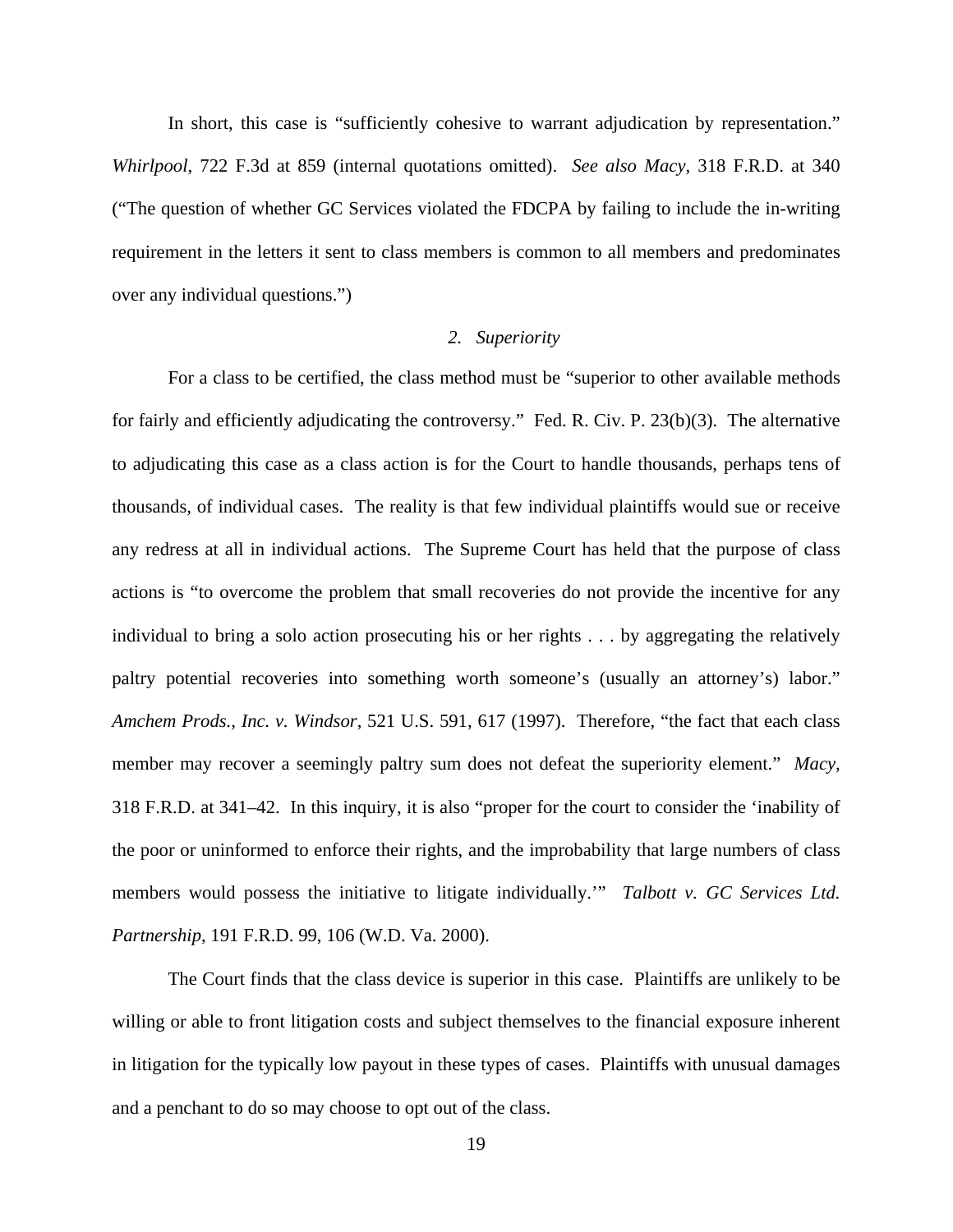In short, this case is "sufficiently cohesive to warrant adjudication by representation." *Whirlpool*, 722 F.3d at 859 (internal quotations omitted). *See also Macy*, 318 F.R.D. at 340 ("The question of whether GC Services violated the FDCPA by failing to include the in-writing requirement in the letters it sent to class members is common to all members and predominates over any individual questions.")

### *2. Superiority*

For a class to be certified, the class method must be "superior to other available methods for fairly and efficiently adjudicating the controversy." Fed. R. Civ. P. 23(b)(3). The alternative to adjudicating this case as a class action is for the Court to handle thousands, perhaps tens of thousands, of individual cases. The reality is that few individual plaintiffs would sue or receive any redress at all in individual actions. The Supreme Court has held that the purpose of class actions is "to overcome the problem that small recoveries do not provide the incentive for any individual to bring a solo action prosecuting his or her rights . . . by aggregating the relatively paltry potential recoveries into something worth someone's (usually an attorney's) labor." *Amchem Prods., Inc. v. Windsor*, 521 U.S. 591, 617 (1997). Therefore, "the fact that each class member may recover a seemingly paltry sum does not defeat the superiority element." *Macy*, 318 F.R.D. at 341–42. In this inquiry, it is also "proper for the court to consider the 'inability of the poor or uninformed to enforce their rights, and the improbability that large numbers of class members would possess the initiative to litigate individually.'" *Talbott v. GC Services Ltd. Partnership*, 191 F.R.D. 99, 106 (W.D. Va. 2000).

The Court finds that the class device is superior in this case. Plaintiffs are unlikely to be willing or able to front litigation costs and subject themselves to the financial exposure inherent in litigation for the typically low payout in these types of cases. Plaintiffs with unusual damages and a penchant to do so may choose to opt out of the class.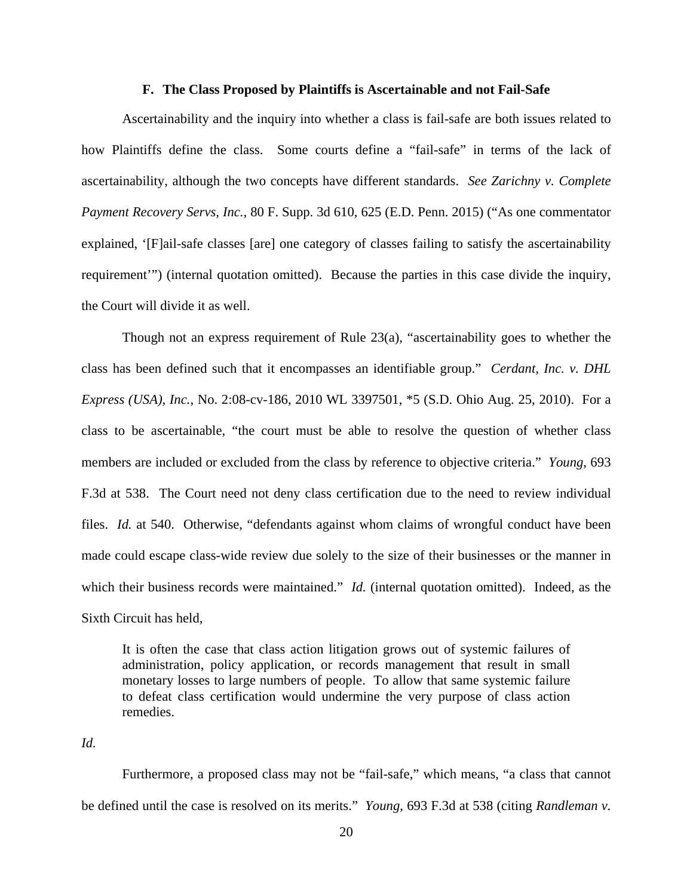### F. The Class Proposed by Plaintiffs is Ascertainable and not Fail-Safe

Ascertainability and the inquiry into whether a class is fail-safe are both issues related to how Plaintiffs define the class. Some courts define a "fail-safe" in terms of the lack of ascertainability, although the two concepts have different standards. *See Zarichny v. Complete Payment Recovery Servs, Inc.*, 80 F. Supp. 3d 610, 625 (E.D. Penn. 2015) ("As one commentator explained, '[F]ail-safe classes [are] one category of classes failing to satisfy the ascertainability requirement'") (internal quotation omitted). Because the parties in this case divide the inquiry, the Court will divide it as well.

Though not an express requirement of Rule 23(a), "ascertainability goes to whether the class has been defined such that it encompasses an identifiable group." *Cerdant, Inc. v. DHL Express (USA), Inc.*, No. 2:08-cv-186, 2010 WL 3397501, *5 (S.D. Ohio Aug. 25, 2010). For a class to be ascertainable, "the court must be able to resolve the question of whether class members are included or excluded from the class by reference to objective criteria." *Young*, 693 F.3d at 538. The Court need not deny class certification due to the need to review individual files. *Id.* at 540. Otherwise, "defendants against whom claims of wrongful conduct have been made could escape class-wide review due solely to the size of their businesses or the manner in which their business records were maintained." *Id.* (internal quotation omitted). Indeed, as the Sixth Circuit has held,

> It is often the case that class action litigation grows out of systemic failures of administration, policy application, or records management that result in small monetary losses to large numbers of people. To allow that same systemic failure to defeat class certification would undermine the very purpose of class action remedies.

*Id.*

Furthermore, a proposed class may not be "fail-safe," which means, "a class that cannot be defined until the case is resolved on its merits." *Young*, 693 F.3d at 538 (citing *Randleman v.*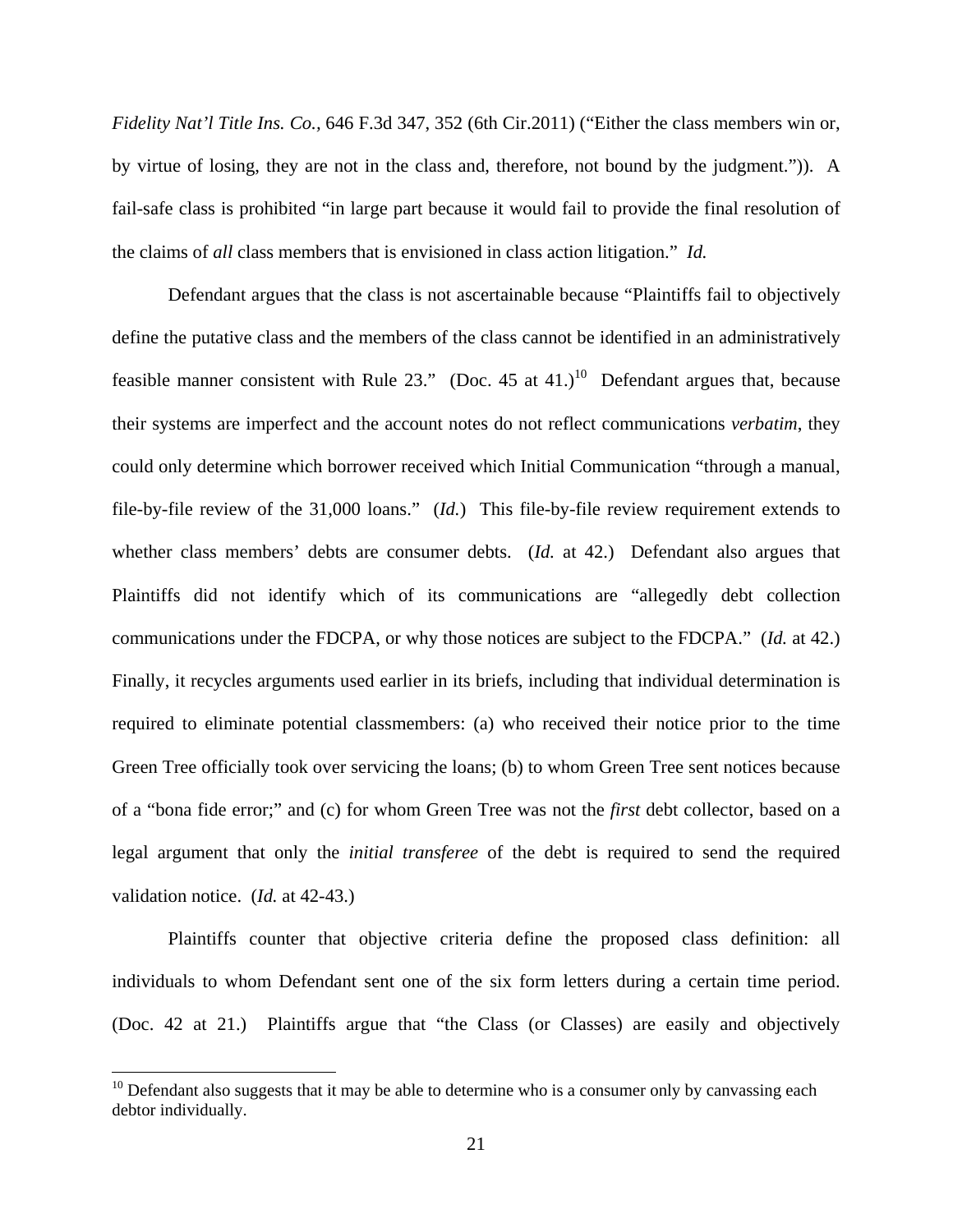*Fidelity Nat'l Title Ins. Co.*, 646 F.3d 347, 352 (6th Cir.2011) ("Either the class members win or, by virtue of losing, they are not in the class and, therefore, not bound by the judgment.")). A fail-safe class is prohibited "in large part because it would fail to provide the final resolution of the claims of *all* class members that is envisioned in class action litigation." *Id.*

Defendant argues that the class is not ascertainable because "Plaintiffs fail to objectively define the putative class and the members of the class cannot be identified in an administratively feasible manner consistent with Rule 23." (Doc. 45 at 41.)[10] Defendant argues that, because their systems are imperfect and the account notes do not reflect communications *verbatim*, they could only determine which borrower received which Initial Communication "through a manual, file-by-file review of the 31,000 loans." (*Id.*) This file-by-file review requirement extends to whether class members' debts are consumer debts. (*Id.* at 42.) Defendant also argues that Plaintiffs did not identify which of its communications are "allegedly debt collection communications under the FDCPA, or why those notices are subject to the FDCPA." (*Id.* at 42.) Finally, it recycles arguments used earlier in its briefs, including that individual determination is required to eliminate potential classmembers: (a) who received their notice prior to the time Green Tree officially took over servicing the loans; (b) to whom Green Tree sent notices because of a "bona fide error;" and (c) for whom Green Tree was not the *first* debt collector, based on a legal argument that only the *initial transferee* of the debt is required to send the required validation notice. (*Id.* at 42-43.)

Plaintiffs counter that objective criteria define the proposed class definition: all individuals to whom Defendant sent one of the six form letters during a certain time period. (Doc. 42 at 21.) Plaintiffs argue that "the Class (or Classes) are easily and objectively

[10] Defendant also suggests that it may be able to determine who is a consumer only by canvassing each debtor individually.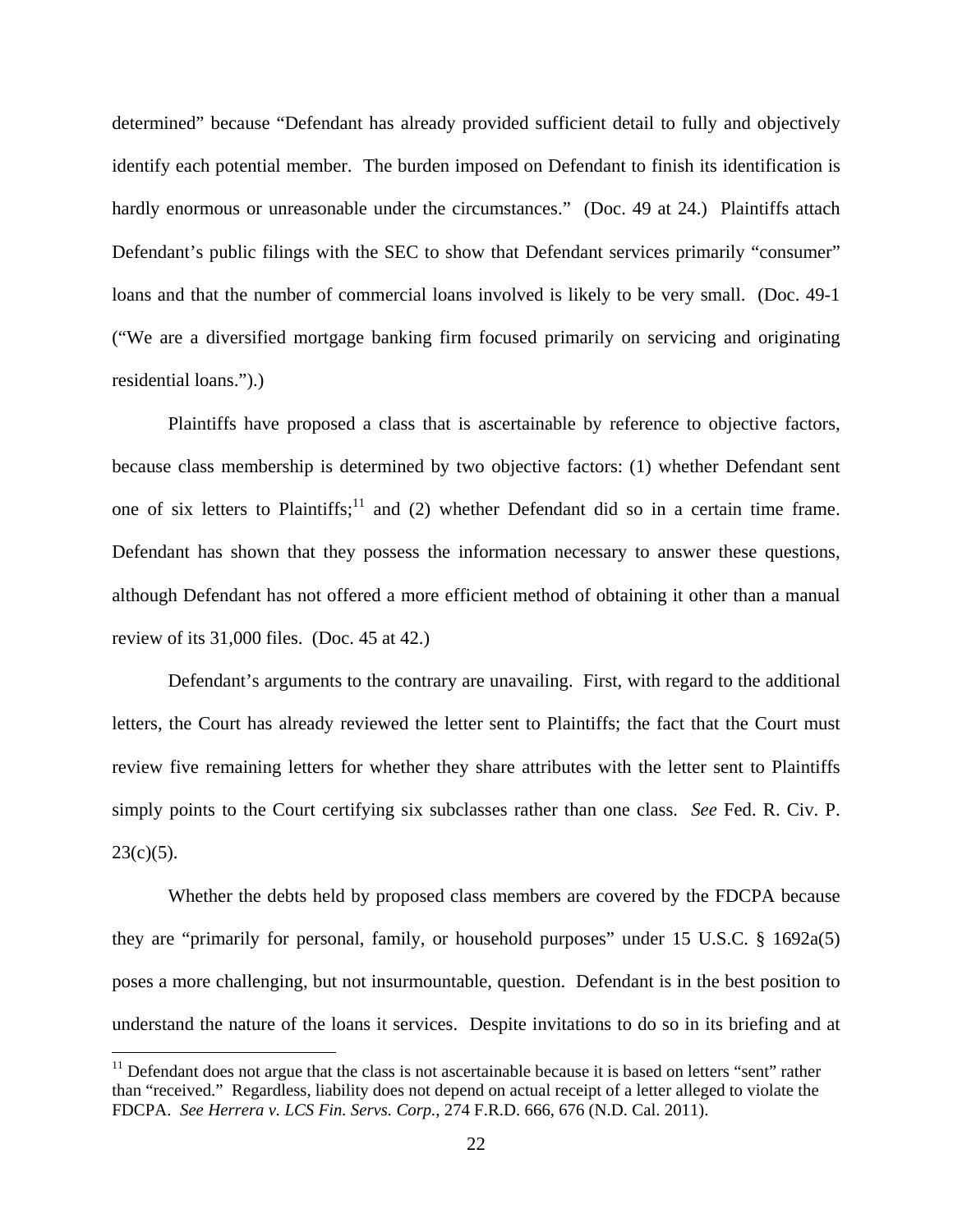determined" because "Defendant has already provided sufficient detail to fully and objectively identify each potential member. The burden imposed on Defendant to finish its identification is hardly enormous or unreasonable under the circumstances." (Doc. 49 at 24.) Plaintiffs attach Defendant's public filings with the SEC to show that Defendant services primarily "consumer" loans and that the number of commercial loans involved is likely to be very small. (Doc. 49-1 ("We are a diversified mortgage banking firm focused primarily on servicing and originating residential loans.").)

Plaintiffs have proposed a class that is ascertainable by reference to objective factors, because class membership is determined by two objective factors: (1) whether Defendant sent one of six letters to Plaintiffs;[11] and (2) whether Defendant did so in a certain time frame. Defendant has shown that they possess the information necessary to answer these questions, although Defendant has not offered a more efficient method of obtaining it other than a manual review of its 31,000 files. (Doc. 45 at 42.)

Defendant's arguments to the contrary are unavailing. First, with regard to the additional letters, the Court has already reviewed the letter sent to Plaintiffs; the fact that the Court must review five remaining letters for whether they share attributes with the letter sent to Plaintiffs simply points to the Court certifying six subclasses rather than one class. *See* Fed. R. Civ. P. 23(c)(5).

Whether the debts held by proposed class members are covered by the FDCPA because they are "primarily for personal, family, or household purposes" under 15 U.S.C. § 1692a(5) poses a more challenging, but not insurmountable, question. Defendant is in the best position to understand the nature of the loans it services. Despite invitations to do so in its briefing and at

---

[11] Defendant does not argue that the class is not ascertainable because it is based on letters "sent" rather than "received." Regardless, liability does not depend on actual receipt of a letter alleged to violate the FDCPA. *See Herrera v. LCS Fin. Servs. Corp.*, 274 F.R.D. 666, 676 (N.D. Cal. 2011).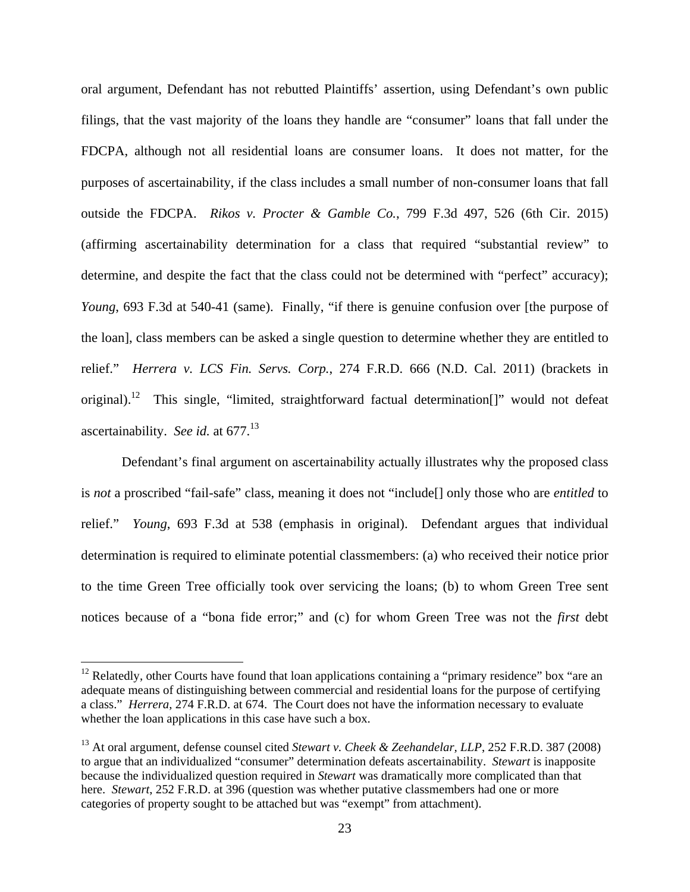oral argument, Defendant has not rebutted Plaintiffs' assertion, using Defendant's own public filings, that the vast majority of the loans they handle are "consumer" loans that fall under the FDCPA, although not all residential loans are consumer loans. It does not matter, for the purposes of ascertainability, if the class includes a small number of non-consumer loans that fall outside the FDCPA. *Rikos v. Procter & Gamble Co.*, 799 F.3d 497, 526 (6th Cir. 2015) (affirming ascertainability determination for a class that required "substantial review" to determine, and despite the fact that the class could not be determined with "perfect" accuracy); *Young*, 693 F.3d at 540-41 (same). Finally, "if there is genuine confusion over [the purpose of the loan], class members can be asked a single question to determine whether they are entitled to relief." *Herrera v. LCS Fin. Servs. Corp.*, 274 F.R.D. 666 (N.D. Cal. 2011) (brackets in original).[12] This single, "limited, straightforward factual determination[]" would not defeat ascertainability. *See id.* at 677.[13]

Defendant's final argument on ascertainability actually illustrates why the proposed class is *not* a proscribed "fail-safe" class, meaning it does not "include[] only those who are *entitled* to relief." *Young*, 693 F.3d at 538 (emphasis in original). Defendant argues that individual determination is required to eliminate potential classmembers: (a) who received their notice prior to the time Green Tree officially took over servicing the loans; (b) to whom Green Tree sent notices because of a "bona fide error;" and (c) for whom Green Tree was not the *first* debt

---

[12] Relatedly, other Courts have found that loan applications containing a "primary residence" box "are an adequate means of distinguishing between commercial and residential loans for the purpose of certifying a class." *Herrera*, 274 F.R.D. at 674. The Court does not have the information necessary to evaluate whether the loan applications in this case have such a box.

[13] At oral argument, defense counsel cited *Stewart v. Cheek & Zeehandelar, LLP*, 252 F.R.D. 387 (2008) to argue that an individualized "consumer" determination defeats ascertainability. *Stewart* is inapposite because the individualized question required in *Stewart* was dramatically more complicated than that here. *Stewart*, 252 F.R.D. at 396 (question was whether putative classmembers had one or more categories of property sought to be attached but was "exempt" from attachment).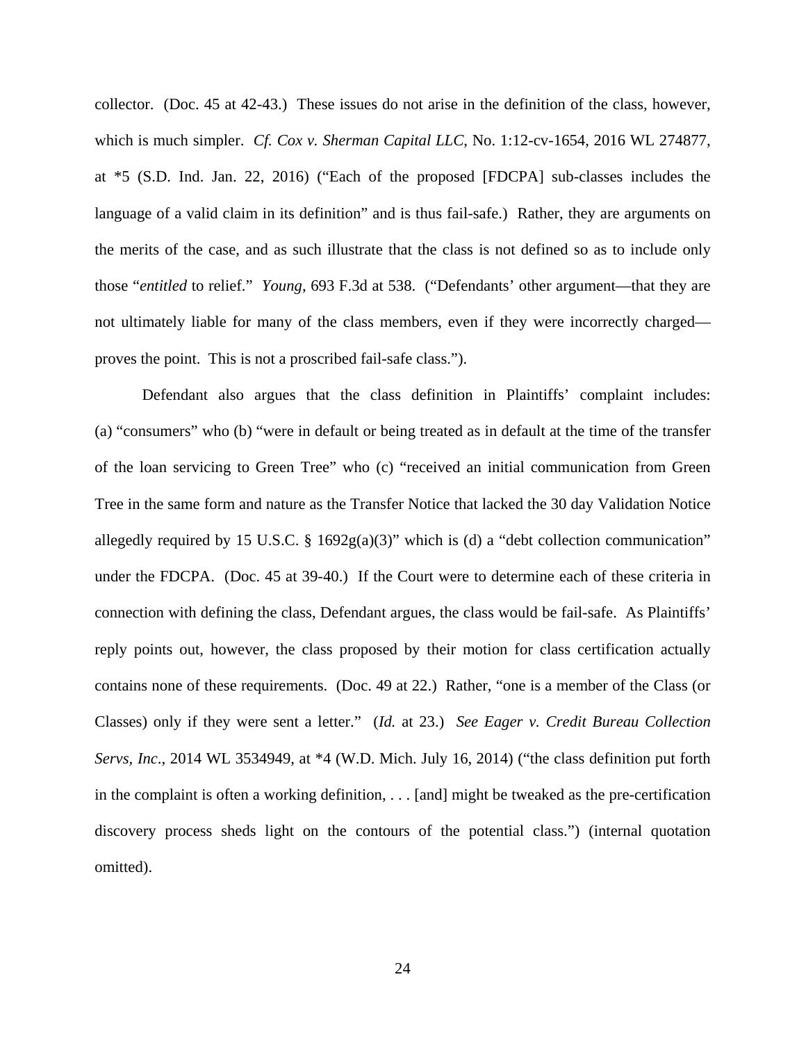collector. (Doc. 45 at 42-43.) These issues do not arise in the definition of the class, however, which is much simpler. *Cf. Cox v. Sherman Capital LLC*, No. 1:12-cv-1654, 2016 WL 274877, at *5 (S.D. Ind. Jan. 22, 2016) ("Each of the proposed [FDCPA] sub-classes includes the language of a valid claim in its definition" and is thus fail-safe.) Rather, they are arguments on the merits of the case, and as such illustrate that the class is not defined so as to include only those "*entitled* to relief." *Young*, 693 F.3d at 538. ("Defendants' other argument—that they are not ultimately liable for many of the class members, even if they were incorrectly charged—proves the point. This is not a proscribed fail-safe class.").

Defendant also argues that the class definition in Plaintiffs' complaint includes: (a) "consumers" who (b) "were in default or being treated as in default at the time of the transfer of the loan servicing to Green Tree" who (c) "received an initial communication from Green Tree in the same form and nature as the Transfer Notice that lacked the 30 day Validation Notice allegedly required by 15 U.S.C. § 1692g(a)(3)" which is (d) a "debt collection communication" under the FDCPA. (Doc. 45 at 39-40.) If the Court were to determine each of these criteria in connection with defining the class, Defendant argues, the class would be fail-safe. As Plaintiffs' reply points out, however, the class proposed by their motion for class certification actually contains none of these requirements. (Doc. 49 at 22.) Rather, "one is a member of the Class (or Classes) only if they were sent a letter." (*Id.* at 23.) *See Eager v. Credit Bureau Collection Servs, Inc*., 2014 WL 3534949, at *4 (W.D. Mich. July 16, 2014) ("the class definition put forth in the complaint is often a working definition, . . . [and] might be tweaked as the pre-certification discovery process sheds light on the contours of the potential class.") (internal quotation omitted).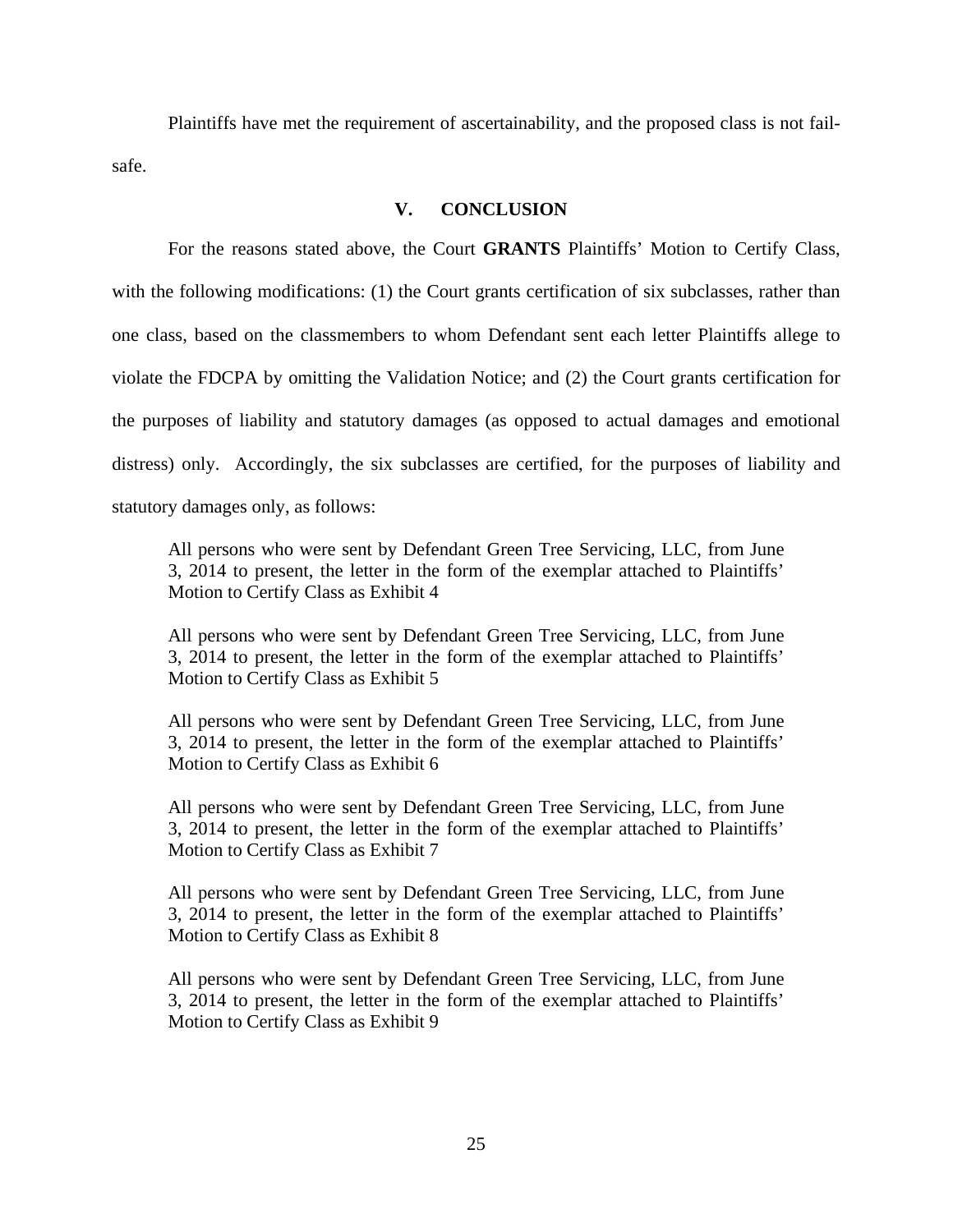Plaintiffs have met the requirement of ascertainability, and the proposed class is not fail-safe.

## V. CONCLUSION

For the reasons stated above, the Court **GRANTS** Plaintiffs' Motion to Certify Class, with the following modifications: (1) the Court grants certification of six subclasses, rather than one class, based on the classmembers to whom Defendant sent each letter Plaintiffs allege to violate the FDCPA by omitting the Validation Notice; and (2) the Court grants certification for the purposes of liability and statutory damages (as opposed to actual damages and emotional distress) only. Accordingly, the six subclasses are certified, for the purposes of liability and statutory damages only, as follows:

> All persons who were sent by Defendant Green Tree Servicing, LLC, from June 3, 2014 to present, the letter in the form of the exemplar attached to Plaintiffs' Motion to Certify Class as Exhibit 4

> All persons who were sent by Defendant Green Tree Servicing, LLC, from June 3, 2014 to present, the letter in the form of the exemplar attached to Plaintiffs' Motion to Certify Class as Exhibit 5

> All persons who were sent by Defendant Green Tree Servicing, LLC, from June 3, 2014 to present, the letter in the form of the exemplar attached to Plaintiffs' Motion to Certify Class as Exhibit 6

> All persons who were sent by Defendant Green Tree Servicing, LLC, from June 3, 2014 to present, the letter in the form of the exemplar attached to Plaintiffs' Motion to Certify Class as Exhibit 7

> All persons who were sent by Defendant Green Tree Servicing, LLC, from June 3, 2014 to present, the letter in the form of the exemplar attached to Plaintiffs' Motion to Certify Class as Exhibit 8

> All persons who were sent by Defendant Green Tree Servicing, LLC, from June 3, 2014 to present, the letter in the form of the exemplar attached to Plaintiffs' Motion to Certify Class as Exhibit 9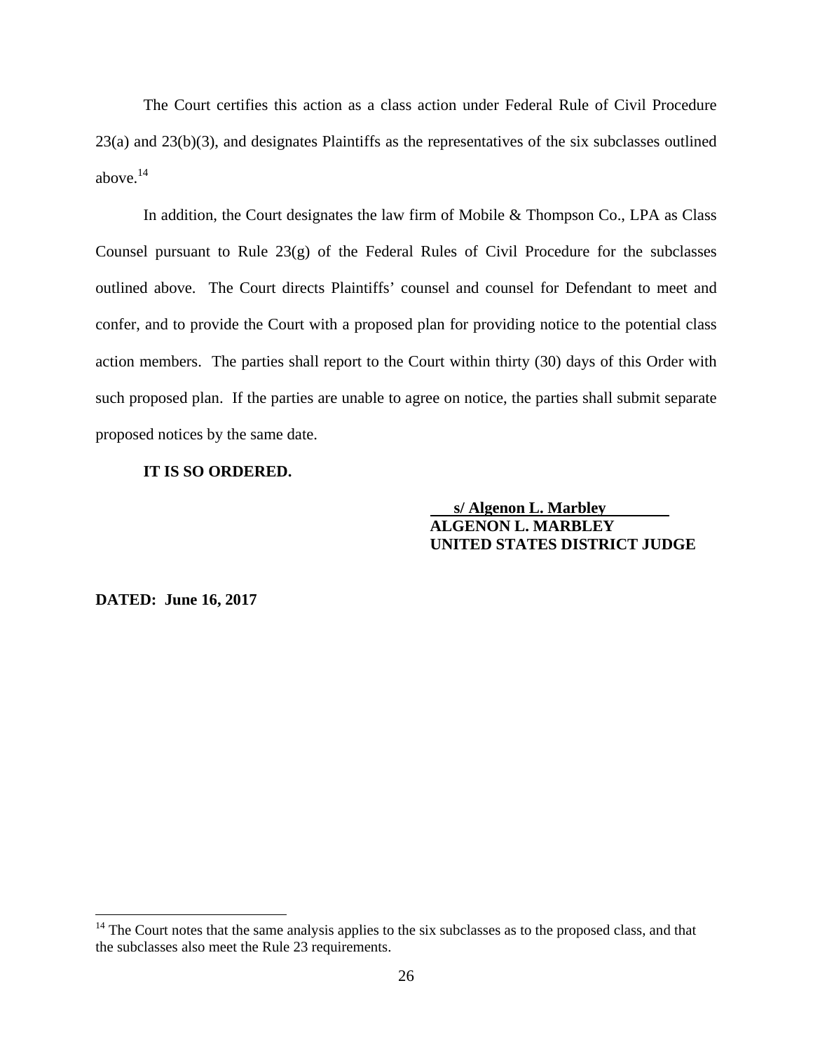The Court certifies this action as a class action under Federal Rule of Civil Procedure 23(a) and 23(b)(3), and designates Plaintiffs as the representatives of the six subclasses outlined above.[14]

In addition, the Court designates the law firm of Mobile & Thompson Co., LPA as Class Counsel pursuant to Rule 23(g) of the Federal Rules of Civil Procedure for the subclasses outlined above. The Court directs Plaintiffs' counsel and counsel for Defendant to meet and confer, and to provide the Court with a proposed plan for providing notice to the potential class action members. The parties shall report to the Court within thirty (30) days of this Order with such proposed plan. If the parties are unable to agree on notice, the parties shall submit separate proposed notices by the same date.

**IT IS SO ORDERED.**

**s/ Algenon L. Marbley**
**ALGENON L. MARBLEY**
**UNITED STATES DISTRICT JUDGE**

**DATED: June 16, 2017**

---

[14] The Court notes that the same analysis applies to the six subclasses as to the proposed class, and that the subclasses also meet the Rule 23 requirements.